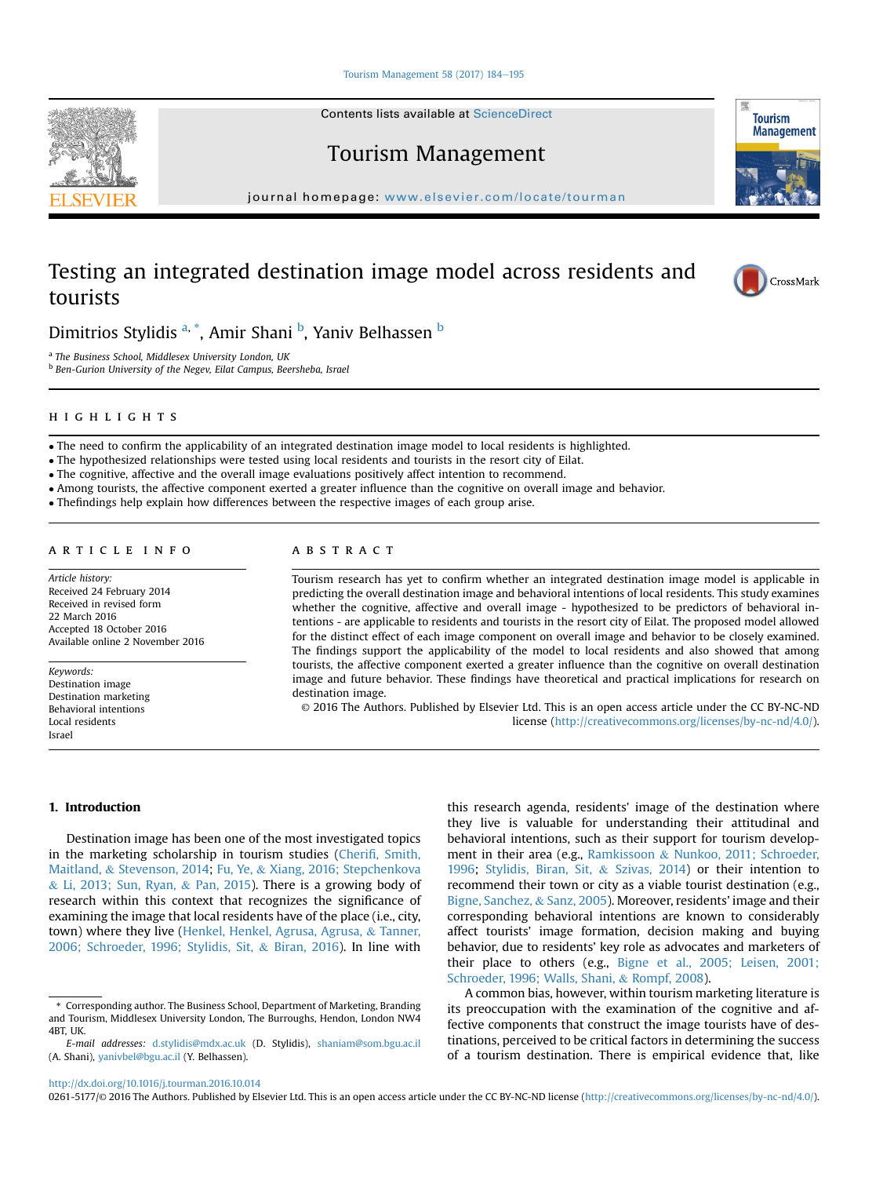# Testing an integrated destination image model across residents and tourists

Dimitrios Stylidis [a,*], Amir Shani [b], Yaniv Belhassen [b]

[a] The Business School, Middlesex University London, UK
[b] Ben-Gurion University of the Negev, Eilat Campus, Beersheba, Israel

## HIGHLIGHTS

- The need to confirm the applicability of an integrated destination image model to local residents is highlighted.
- The hypothesized relationships were tested using local residents and tourists in the resort city of Eilat.
- The cognitive, affective and the overall image evaluations positively affect intention to recommend.
- Among tourists, the affective component exerted a greater influence than the cognitive on overall image and behavior.
- Thefindings help explain how differences between the respective images of each group arise.

## ARTICLE INFO

*Article history:*
Received 24 February 2014
Received in revised form
22 March 2016
Accepted 18 October 2016
Available online 2 November 2016

*Keywords:*
Destination image
Destination marketing
Behavioral intentions
Local residents
Israel

## ABSTRACT

Tourism research has yet to confirm whether an integrated destination image model is applicable in predicting the overall destination image and behavioral intentions of local residents. This study examines whether the cognitive, affective and overall image - hypothesized to be predictors of behavioral intentions - are applicable to residents and tourists in the resort city of Eilat. The proposed model allowed for the distinct effect of each image component on overall image and behavior to be closely examined. The findings support the applicability of the model to local residents and also showed that among tourists, the affective component exerted a greater influence than the cognitive on overall destination image and future behavior. These findings have theoretical and practical implications for research on destination image.

© 2016 The Authors. Published by Elsevier Ltd. This is an open access article under the CC BY-NC-ND license (http://creativecommons.org/licenses/by-nc-nd/4.0/).

## 1. Introduction

Destination image has been one of the most investigated topics in the marketing scholarship in tourism studies (Cherifi, Smith, Maitland, & Stevenson, 2014; Fu, Ye, & Xiang, 2016; Stepchenkova & Li, 2013; Sun, Ryan, & Pan, 2015). There is a growing body of research within this context that recognizes the significance of examining the image that local residents have of the place (i.e., city, town) where they live (Henkel, Henkel, Agrusa, Agrusa, & Tanner, 2006; Schroeder, 1996; Stylidis, Sit, & Biran, 2016). In line with this research agenda, residents' image of the destination where they live is valuable for understanding their attitudinal and behavioral intentions, such as their support for tourism development in their area (e.g., Ramkissoon & Nunkoo, 2011; Schroeder, 1996; Stylidis, Biran, Sit, & Szivas, 2014) or their intention to recommend their town or city as a viable tourist destination (e.g., Bigne, Sanchez, & Sanz, 2005). Moreover, residents' image and their corresponding behavioral intentions are known to considerably affect tourists' image formation, decision making and buying behavior, due to residents' key role as advocates and marketers of their place to others (e.g., Bigne et al., 2005; Leisen, 2001; Schroeder, 1996; Walls, Shani, & Rompf, 2008).

A common bias, however, within tourism marketing literature is its preoccupation with the examination of the cognitive and affective components that construct the image tourists have of destinations, perceived to be critical factors in determining the success of a tourism destination. There is empirical evidence that, like

\* Corresponding author. The Business School, Department of Marketing, Branding and Tourism, Middlesex University London, The Burroughs, Hendon, London NW4 4BT, UK.

*E-mail addresses:* d.stylidis@mdx.ac.uk (D. Stylidis), shaniam@som.bgu.ac.il (A. Shani), yanivbel@bgu.ac.il (Y. Belhassen).

http://dx.doi.org/10.1016/j.tourman.2016.10.014
0261-5177/© 2016 The Authors. Published by Elsevier Ltd. This is an open access article under the CC BY-NC-ND license (http://creativecommons.org/licenses/by-nc-nd/4.0/).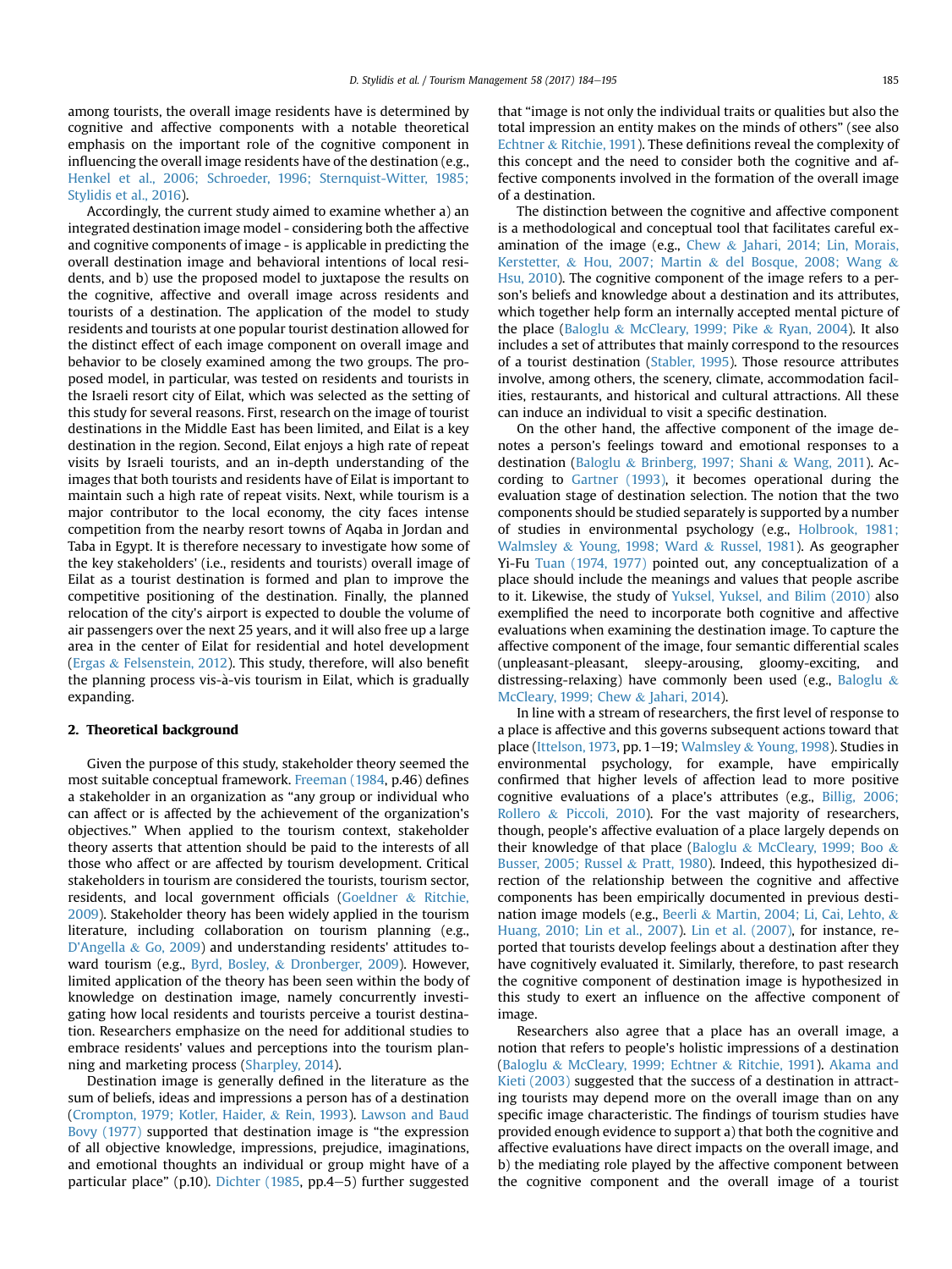among tourists, the overall image residents have is determined by cognitive and affective components with a notable theoretical emphasis on the important role of the cognitive component in influencing the overall image residents have of the destination (e.g., Henkel et al., 2006; Schroeder, 1996; Sternquist-Witter, 1985; Stylidis et al., 2016).

Accordingly, the current study aimed to examine whether a) an integrated destination image model - considering both the affective and cognitive components of image - is applicable in predicting the overall destination image and behavioral intentions of local residents, and b) use the proposed model to juxtapose the results on the cognitive, affective and overall image across residents and tourists of a destination. The application of the model to study residents and tourists at one popular tourist destination allowed for the distinct effect of each image component on overall image and behavior to be closely examined among the two groups. The proposed model, in particular, was tested on residents and tourists in the Israeli resort city of Eilat, which was selected as the setting of this study for several reasons. First, research on the image of tourist destinations in the Middle East has been limited, and Eilat is a key destination in the region. Second, Eilat enjoys a high rate of repeat visits by Israeli tourists, and an in-depth understanding of the images that both tourists and residents have of Eilat is important to maintain such a high rate of repeat visits. Next, while tourism is a major contributor to the local economy, the city faces intense competition from the nearby resort towns of Aqaba in Jordan and Taba in Egypt. It is therefore necessary to investigate how some of the key stakeholders' (i.e., residents and tourists) overall image of Eilat as a tourist destination is formed and plan to improve the competitive positioning of the destination. Finally, the planned relocation of the city's airport is expected to double the volume of air passengers over the next 25 years, and it will also free up a large area in the center of Eilat for residential and hotel development (Ergas & Felsenstein, 2012). This study, therefore, will also benefit the planning process vis-à-vis tourism in Eilat, which is gradually expanding.

## 2. Theoretical background

Given the purpose of this study, stakeholder theory seemed the most suitable conceptual framework. Freeman (1984, p.46) defines a stakeholder in an organization as "any group or individual who can affect or is affected by the achievement of the organization's objectives." When applied to the tourism context, stakeholder theory asserts that attention should be paid to the interests of all those who affect or are affected by tourism development. Critical stakeholders in tourism are considered the tourists, tourism sector, residents, and local government officials (Goeldner & Ritchie, 2009). Stakeholder theory has been widely applied in the tourism literature, including collaboration on tourism planning (e.g., D'Angella & Go, 2009) and understanding residents' attitudes toward tourism (e.g., Byrd, Bosley, & Dronberger, 2009). However, limited application of the theory has been seen within the body of knowledge on destination image, namely concurrently investigating how local residents and tourists perceive a tourist destination. Researchers emphasize on the need for additional studies to embrace residents' values and perceptions into the tourism planning and marketing process (Sharpley, 2014).

Destination image is generally defined in the literature as the sum of beliefs, ideas and impressions a person has of a destination (Crompton, 1979; Kotler, Haider, & Rein, 1993). Lawson and Baud Bovy (1977) supported that destination image is "the expression of all objective knowledge, impressions, prejudice, imaginations, and emotional thoughts an individual or group might have of a particular place" (p.10). Dichter (1985, pp.4–5) further suggested that "image is not only the individual traits or qualities but also the total impression an entity makes on the minds of others" (see also Echtner & Ritchie, 1991). These definitions reveal the complexity of this concept and the need to consider both the cognitive and affective components involved in the formation of the overall image of a destination.

The distinction between the cognitive and affective component is a methodological and conceptual tool that facilitates careful examination of the image (e.g., Chew & Jahari, 2014; Lin, Morais, Kerstetter, & Hou, 2007; Martin & del Bosque, 2008; Wang & Hsu, 2010). The cognitive component of the image refers to a person's beliefs and knowledge about a destination and its attributes, which together help form an internally accepted mental picture of the place (Baloglu & McCleary, 1999; Pike & Ryan, 2004). It also includes a set of attributes that mainly correspond to the resources of a tourist destination (Stabler, 1995). Those resource attributes involve, among others, the scenery, climate, accommodation facilities, restaurants, and historical and cultural attractions. All these can induce an individual to visit a specific destination.

On the other hand, the affective component of the image denotes a person's feelings toward and emotional responses to a destination (Baloglu & Brinberg, 1997; Shani & Wang, 2011). According to Gartner (1993), it becomes operational during the evaluation stage of destination selection. The notion that the two components should be studied separately is supported by a number of studies in environmental psychology (e.g., Holbrook, 1981; Walmsley & Young, 1998; Ward & Russel, 1981). As geographer Yi-Fu Tuan (1974, 1977) pointed out, any conceptualization of a place should include the meanings and values that people ascribe to it. Likewise, the study of Yuksel, Yuksel, and Bilim (2010) also exemplified the need to incorporate both cognitive and affective evaluations when examining the destination image. To capture the affective component of the image, four semantic differential scales (unpleasant-pleasant, sleepy-arousing, gloomy-exciting, and distressing-relaxing) have commonly been used (e.g., Baloglu & McCleary, 1999; Chew & Jahari, 2014).

In line with a stream of researchers, the first level of response to a place is affective and this governs subsequent actions toward that place (Ittelson, 1973, pp. 1–19; Walmsley & Young, 1998). Studies in environmental psychology, for example, have empirically confirmed that higher levels of affection lead to more positive cognitive evaluations of a place's attributes (e.g., Billig, 2006; Rollero & Piccoli, 2010). For the vast majority of researchers, though, people's affective evaluation of a place largely depends on their knowledge of that place (Baloglu & McCleary, 1999; Boo & Busser, 2005; Russel & Pratt, 1980). Indeed, this hypothesized direction of the relationship between the cognitive and affective components has been empirically documented in previous destination image models (e.g., Beerli & Martin, 2004; Li, Cai, Lehto, & Huang, 2010; Lin et al., 2007). Lin et al. (2007), for instance, reported that tourists develop feelings about a destination after they have cognitively evaluated it. Similarly, therefore, to past research the cognitive component of destination image is hypothesized in this study to exert an influence on the affective component of image.

Researchers also agree that a place has an overall image, a notion that refers to people's holistic impressions of a destination (Baloglu & McCleary, 1999; Echtner & Ritchie, 1991). Akama and Kieti (2003) suggested that the success of a destination in attracting tourists may depend more on the overall image than on any specific image characteristic. The findings of tourism studies have provided enough evidence to support a) that both the cognitive and affective evaluations have direct impacts on the overall image, and b) the mediating role played by the affective component between the cognitive component and the overall image of a tourist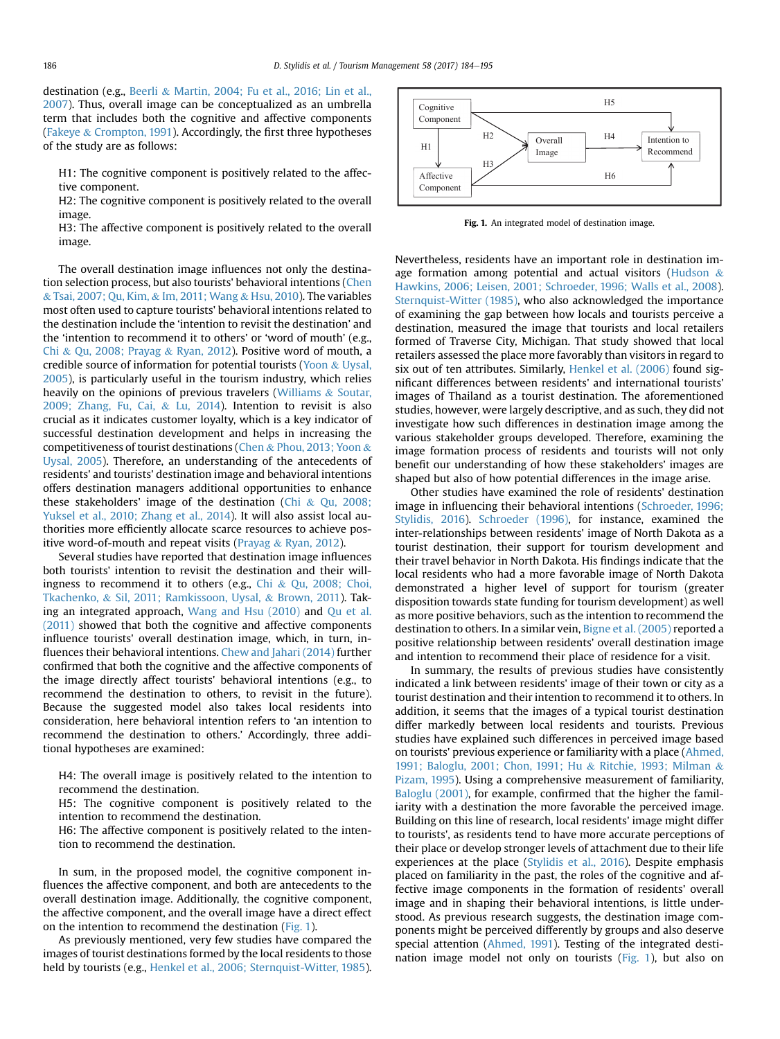destination (e.g., Beerli & Martin, 2004; Fu et al., 2016; Lin et al., 2007). Thus, overall image can be conceptualized as an umbrella term that includes both the cognitive and affective components (Fakeye & Crompton, 1991). Accordingly, the first three hypotheses of the study are as follows:

H1: The cognitive component is positively related to the affective component.
H2: The cognitive component is positively related to the overall image.
H3: The affective component is positively related to the overall image.

The overall destination image influences not only the destination selection process, but also tourists' behavioral intentions (Chen & Tsai, 2007; Qu, Kim, & Im, 2011; Wang & Hsu, 2010). The variables most often used to capture tourists' behavioral intentions related to the destination include the 'intention to revisit the destination' and the 'intention to recommend it to others' or 'word of mouth' (e.g., Chi & Qu, 2008; Prayag & Ryan, 2012). Positive word of mouth, a credible source of information for potential tourists (Yoon & Uysal, 2005), is particularly useful in the tourism industry, which relies heavily on the opinions of previous travelers (Williams & Soutar, 2009; Zhang, Fu, Cai, & Lu, 2014). Intention to revisit is also crucial as it indicates customer loyalty, which is a key indicator of successful destination development and helps in increasing the competitiveness of tourist destinations (Chen & Phou, 2013; Yoon & Uysal, 2005). Therefore, an understanding of the antecedents of residents' and tourists' destination image and behavioral intentions offers destination managers additional opportunities to enhance these stakeholders' image of the destination (Chi & Qu, 2008; Yuksel et al., 2010; Zhang et al., 2014). It will also assist local authorities more efficiently allocate scarce resources to achieve positive word-of-mouth and repeat visits (Prayag & Ryan, 2012).

Several studies have reported that destination image influences both tourists' intention to revisit the destination and their willingness to recommend it to others (e.g., Chi & Qu, 2008; Choi, Tkachenko, & Sil, 2011; Ramkissoon, Uysal, & Brown, 2011). Taking an integrated approach, Wang and Hsu (2010) and Qu et al. (2011) showed that both the cognitive and affective components influence tourists' overall destination image, which, in turn, influences their behavioral intentions. Chew and Jahari (2014) further confirmed that both the cognitive and the affective components of the image directly affect tourists' behavioral intentions (e.g., to recommend the destination to others, to revisit in the future). Because the suggested model also takes local residents into consideration, here behavioral intention refers to 'an intention to recommend the destination to others.' Accordingly, three additional hypotheses are examined:

H4: The overall image is positively related to the intention to recommend the destination.
H5: The cognitive component is positively related to the intention to recommend the destination.
H6: The affective component is positively related to the intention to recommend the destination.

In sum, in the proposed model, the cognitive component influences the affective component, and both are antecedents to the overall destination image. Additionally, the cognitive component, the affective component, and the overall image have a direct effect on the intention to recommend the destination (Fig. 1).

As previously mentioned, very few studies have compared the images of tourist destinations formed by the local residents to those held by tourists (e.g., Henkel et al., 2006; Sternquist-Witter, 1985).

Fig. 1. An integrated model of destination image.

Nevertheless, residents have an important role in destination image formation among potential and actual visitors (Hudson & Hawkins, 2006; Leisen, 2001; Schroeder, 1996; Walls et al., 2008). Sternquist-Witter (1985), who also acknowledged the importance of examining the gap between how locals and tourists perceive a destination, measured the image that tourists and local retailers formed of Traverse City, Michigan. That study showed that local retailers assessed the place more favorably than visitors in regard to six out of ten attributes. Similarly, Henkel et al. (2006) found significant differences between residents' and international tourists' images of Thailand as a tourist destination. The aforementioned studies, however, were largely descriptive, and as such, they did not investigate how such differences in destination image among the various stakeholder groups developed. Therefore, examining the image formation process of residents and tourists will not only benefit our understanding of how these stakeholders' images are shaped but also of how potential differences in the image arise.

Other studies have examined the role of residents' destination image in influencing their behavioral intentions (Schroeder, 1996; Stylidis, 2016). Schroeder (1996), for instance, examined the inter-relationships between residents' image of North Dakota as a tourist destination, their support for tourism development and their travel behavior in North Dakota. His findings indicate that the local residents who had a more favorable image of North Dakota demonstrated a higher level of support for tourism (greater disposition towards state funding for tourism development) as well as more positive behaviors, such as the intention to recommend the destination to others. In a similar vein, Bigne et al. (2005) reported a positive relationship between residents' overall destination image and intention to recommend their place of residence for a visit.

In summary, the results of previous studies have consistently indicated a link between residents' image of their town or city as a tourist destination and their intention to recommend it to others. In addition, it seems that the images of a typical tourist destination differ markedly between local residents and tourists. Previous studies have explained such differences in perceived image based on tourists' previous experience or familiarity with a place (Ahmed, 1991; Baloglu, 2001; Chon, 1991; Hu & Ritchie, 1993; Milman & Pizam, 1995). Using a comprehensive measurement of familiarity, Baloglu (2001), for example, confirmed that the higher the familiarity with a destination the more favorable the perceived image. Building on this line of research, local residents' image might differ to tourists', as residents tend to have more accurate perceptions of their place or develop stronger levels of attachment due to their life experiences at the place (Stylidis et al., 2016). Despite emphasis placed on familiarity in the past, the roles of the cognitive and affective image components in the formation of residents' overall image and in shaping their behavioral intentions, is little understood. As previous research suggests, the destination image components might be perceived differently by groups and also deserve special attention (Ahmed, 1991). Testing of the integrated destination image model not only on tourists (Fig. 1), but also on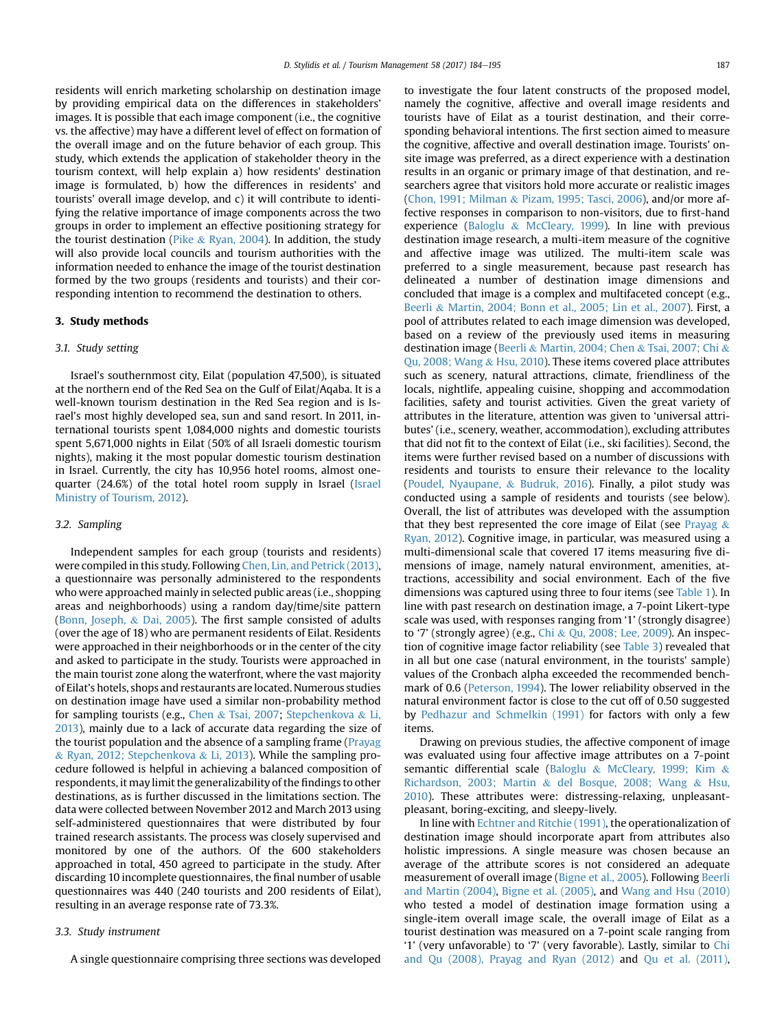residents will enrich marketing scholarship on destination image by providing empirical data on the differences in stakeholders' images. It is possible that each image component (i.e., the cognitive vs. the affective) may have a different level of effect on formation of the overall image and on the future behavior of each group. This study, which extends the application of stakeholder theory in the tourism context, will help explain a) how residents' destination image is formulated, b) how the differences in residents' and tourists' overall image develop, and c) it will contribute to identifying the relative importance of image components across the two groups in order to implement an effective positioning strategy for the tourist destination (Pike & Ryan, 2004). In addition, the study will also provide local councils and tourism authorities with the information needed to enhance the image of the tourist destination formed by the two groups (residents and tourists) and their corresponding intention to recommend the destination to others.

## 3. Study methods

### 3.1. Study setting

Israel's southernmost city, Eilat (population 47,500), is situated at the northern end of the Red Sea on the Gulf of Eilat/Aqaba. It is a well-known tourism destination in the Red Sea region and is Israel's most highly developed sea, sun and sand resort. In 2011, international tourists spent 1,084,000 nights and domestic tourists spent 5,671,000 nights in Eilat (50% of all Israeli domestic tourism nights), making it the most popular domestic tourism destination in Israel. Currently, the city has 10,956 hotel rooms, almost one-quarter (24.6%) of the total hotel room supply in Israel (Israel Ministry of Tourism, 2012).

### 3.2. Sampling

Independent samples for each group (tourists and residents) were compiled in this study. Following Chen, Lin, and Petrick (2013), a questionnaire was personally administered to the respondents who were approached mainly in selected public areas (i.e., shopping areas and neighborhoods) using a random day/time/site pattern (Bonn, Joseph, & Dai, 2005). The first sample consisted of adults (over the age of 18) who are permanent residents of Eilat. Residents were approached in their neighborhoods or in the center of the city and asked to participate in the study. Tourists were approached in the main tourist zone along the waterfront, where the vast majority of Eilat's hotels, shops and restaurants are located. Numerous studies on destination image have used a similar non-probability method for sampling tourists (e.g., Chen & Tsai, 2007; Stepchenkova & Li, 2013), mainly due to a lack of accurate data regarding the size of the tourist population and the absence of a sampling frame (Prayag & Ryan, 2012; Stepchenkova & Li, 2013). While the sampling procedure followed is helpful in achieving a balanced composition of respondents, it may limit the generalizability of the findings to other destinations, as is further discussed in the limitations section. The data were collected between November 2012 and March 2013 using self-administered questionnaires that were distributed by four trained research assistants. The process was closely supervised and monitored by one of the authors. Of the 600 stakeholders approached in total, 450 agreed to participate in the study. After discarding 10 incomplete questionnaires, the final number of usable questionnaires was 440 (240 tourists and 200 residents of Eilat), resulting in an average response rate of 73.3%.

### 3.3. Study instrument

A single questionnaire comprising three sections was developed to investigate the four latent constructs of the proposed model, namely the cognitive, affective and overall image residents and tourists have of Eilat as a tourist destination, and their corresponding behavioral intentions. The first section aimed to measure the cognitive, affective and overall destination image. Tourists' on-site image was preferred, as a direct experience with a destination results in an organic or primary image of that destination, and researchers agree that visitors hold more accurate or realistic images (Chon, 1991; Milman & Pizam, 1995; Tasci, 2006), and/or more affective responses in comparison to non-visitors, due to first-hand experience (Baloglu & McCleary, 1999). In line with previous destination image research, a multi-item measure of the cognitive and affective image was utilized. The multi-item scale was preferred to a single measurement, because past research has delineated a number of destination image dimensions and concluded that image is a complex and multifaceted concept (e.g., Beerli & Martin, 2004; Bonn et al., 2005; Lin et al., 2007). First, a pool of attributes related to each image dimension was developed, based on a review of the previously used items in measuring destination image (Beerli & Martin, 2004; Chen & Tsai, 2007; Chi & Qu, 2008; Wang & Hsu, 2010). These items covered place attributes such as scenery, natural attractions, climate, friendliness of the locals, nightlife, appealing cuisine, shopping and accommodation facilities, safety and tourist activities. Given the great variety of attributes in the literature, attention was given to 'universal attributes' (i.e., scenery, weather, accommodation), excluding attributes that did not fit to the context of Eilat (i.e., ski facilities). Second, the items were further revised based on a number of discussions with residents and tourists to ensure their relevance to the locality (Poudel, Nyaupane, & Budruk, 2016). Finally, a pilot study was conducted using a sample of residents and tourists (see below). Overall, the list of attributes was developed with the assumption that they best represented the core image of Eilat (see Prayag & Ryan, 2012). Cognitive image, in particular, was measured using a multi-dimensional scale that covered 17 items measuring five dimensions of image, namely natural environment, amenities, attractions, accessibility and social environment. Each of the five dimensions was captured using three to four items (see Table 1). In line with past research on destination image, a 7-point Likert-type scale was used, with responses ranging from '1' (strongly disagree) to '7' (strongly agree) (e.g., Chi & Qu, 2008; Lee, 2009). An inspection of cognitive image factor reliability (see Table 3) revealed that in all but one case (natural environment, in the tourists' sample) values of the Cronbach alpha exceeded the recommended benchmark of 0.6 (Peterson, 1994). The lower reliability observed in the natural environment factor is close to the cut off of 0.50 suggested by Pedhazur and Schmelkin (1991) for factors with only a few items.

Drawing on previous studies, the affective component of image was evaluated using four affective image attributes on a 7-point semantic differential scale (Baloglu & McCleary, 1999; Kim & Richardson, 2003; Martin & del Bosque, 2008; Wang & Hsu, 2010). These attributes were: distressing-relaxing, unpleasant-pleasant, boring-exciting, and sleepy-lively.

In line with Echtner and Ritchie (1991), the operationalization of destination image should incorporate apart from attributes also holistic impressions. A single measure was chosen because an average of the attribute scores is not considered an adequate measurement of overall image (Bigne et al., 2005). Following Beerli and Martin (2004), Bigne et al. (2005), and Wang and Hsu (2010) who tested a model of destination image formation using a single-item overall image scale, the overall image of Eilat as a tourist destination was measured on a 7-point scale ranging from '1' (very unfavorable) to '7' (very favorable). Lastly, similar to Chi and Qu (2008), Prayag and Ryan (2012) and Qu et al. (2011),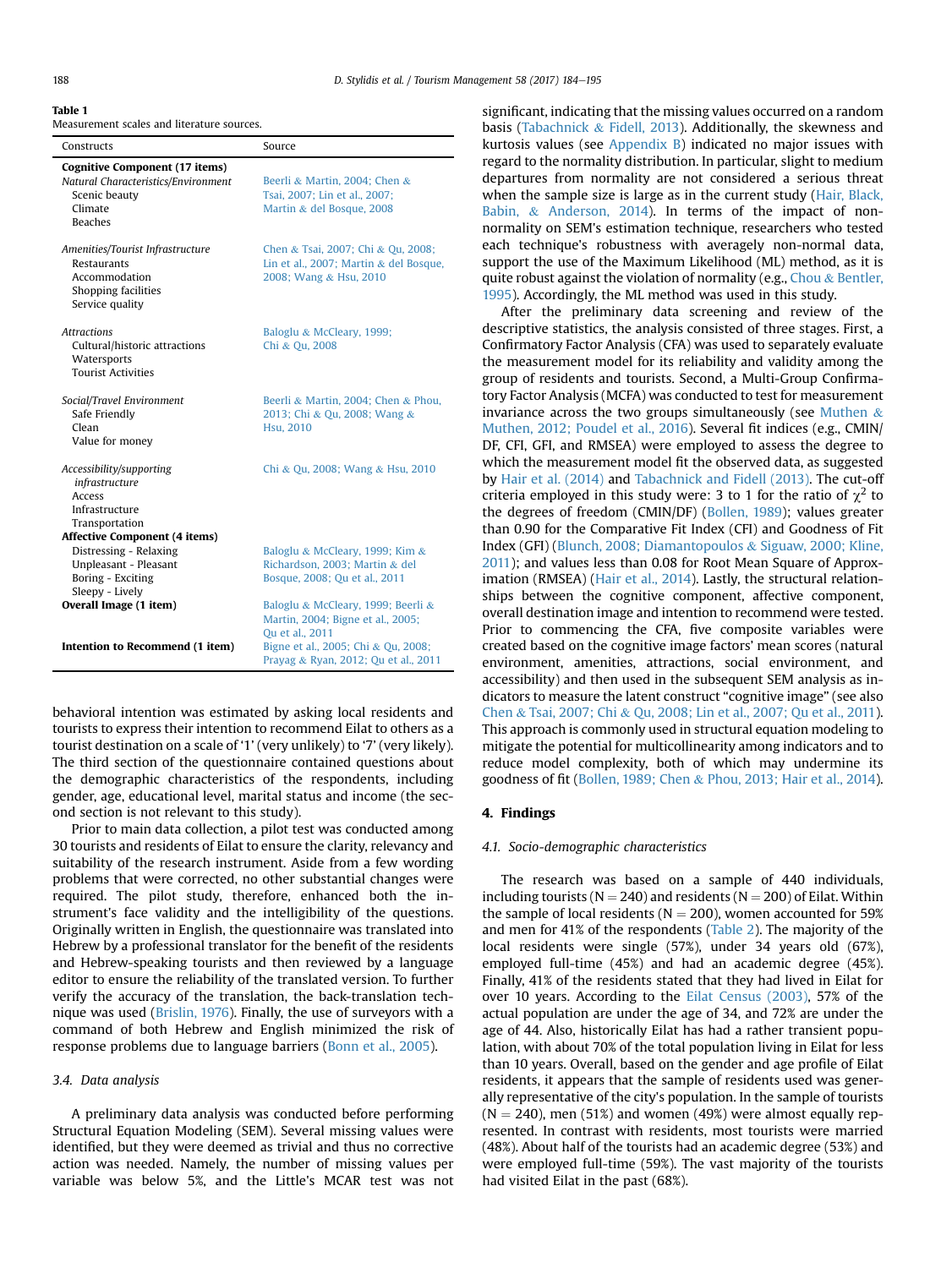**Table 1**
Measurement scales and literature sources.

| Constructs | Source |
|---|---|
| **Cognitive Component (17 items)** | |
| *Natural Characteristics/Environment* | Beerli & Martin, 2004; Chen & Tsai, 2007; Lin et al., 2007; Martin & del Bosque, 2008 |
| Scenic beauty | |
| Climate | |
| Beaches | |
| *Amenities/Tourist Infrastructure* | Chen & Tsai, 2007; Chi & Qu, 2008; Lin et al., 2007; Martin & del Bosque, 2008; Wang & Hsu, 2010 |
| Restaurants | |
| Accommodation | |
| Shopping facilities | |
| Service quality | |
| *Attractions* | Baloglu & McCleary, 1999; Chi & Qu, 2008 |
| Cultural/historic attractions | |
| Watersports | |
| Tourist Activities | |
| *Social/Travel Environment* | Beerli & Martin, 2004; Chen & Phou, 2013; Chi & Qu, 2008; Wang & Hsu, 2010 |
| Safe Friendly | |
| Clean | |
| Value for money | |
| *Accessibility/supporting infrastructure* | Chi & Qu, 2008; Wang & Hsu, 2010 |
| Access | |
| Infrastructure | |
| Transportation | |
| **Affective Component (4 items)** | |
| Distressing - Relaxing | Baloglu & McCleary, 1999; Kim & Richardson, 2003; Martin & del Bosque, 2008; Qu et al., 2011 |
| Unpleasant - Pleasant | |
| Boring - Exciting | |
| Sleepy - Lively | |
| **Overall Image (1 item)** | Baloglu & McCleary, 1999; Beerli & Martin, 2004; Bigne et al., 2005; Qu et al., 2011 |
| **Intention to Recommend (1 item)** | Bigne et al., 2005; Chi & Qu, 2008; Prayag & Ryan, 2012; Qu et al., 2011 |

behavioral intention was estimated by asking local residents and tourists to express their intention to recommend Eilat to others as a tourist destination on a scale of '1' (very unlikely) to '7' (very likely). The third section of the questionnaire contained questions about the demographic characteristics of the respondents, including gender, age, educational level, marital status and income (the second section is not relevant to this study).

Prior to main data collection, a pilot test was conducted among 30 tourists and residents of Eilat to ensure the clarity, relevancy and suitability of the research instrument. Aside from a few wording problems that were corrected, no other substantial changes were required. The pilot study, therefore, enhanced both the instrument's face validity and the intelligibility of the questions. Originally written in English, the questionnaire was translated into Hebrew by a professional translator for the benefit of the residents and Hebrew-speaking tourists and then reviewed by a language editor to ensure the reliability of the translated version. To further verify the accuracy of the translation, the back-translation technique was used (Brislin, 1976). Finally, the use of surveyors with a command of both Hebrew and English minimized the risk of response problems due to language barriers (Bonn et al., 2005).

### 3.4. Data analysis

A preliminary data analysis was conducted before performing Structural Equation Modeling (SEM). Several missing values were identified, but they were deemed as trivial and thus no corrective action was needed. Namely, the number of missing values per variable was below 5%, and the Little's MCAR test was not significant, indicating that the missing values occurred on a random basis (Tabachnick & Fidell, 2013). Additionally, the skewness and kurtosis values (see Appendix B) indicated no major issues with regard to the normality distribution. In particular, slight to medium departures from normality are not considered a serious threat when the sample size is large as in the current study (Hair, Black, Babin, & Anderson, 2014). In terms of the impact of non-normality on SEM's estimation technique, researchers who tested each technique's robustness with averagely non-normal data, support the use of the Maximum Likelihood (ML) method, as it is quite robust against the violation of normality (e.g., Chou & Bentler, 1995). Accordingly, the ML method was used in this study.

After the preliminary data screening and review of the descriptive statistics, the analysis consisted of three stages. First, a Confirmatory Factor Analysis (CFA) was used to separately evaluate the measurement model for its reliability and validity among the group of residents and tourists. Second, a Multi-Group Confirmatory Factor Analysis (MCFA) was conducted to test for measurement invariance across the two groups simultaneously (see Muthen & Muthen, 2012; Poudel et al., 2016). Several fit indices (e.g., CMIN/DF, CFI, GFI, and RMSEA) were employed to assess the degree to which the measurement model fit the observed data, as suggested by Hair et al. (2014) and Tabachnick and Fidell (2013). The cut-off criteria employed in this study were: 3 to 1 for the ratio of $\chi^2$ to the degrees of freedom (CMIN/DF) (Bollen, 1989); values greater than 0.90 for the Comparative Fit Index (CFI) and Goodness of Fit Index (GFI) (Blunch, 2008; Diamantopoulos & Siguaw, 2000; Kline, 2011); and values less than 0.08 for Root Mean Square of Approximation (RMSEA) (Hair et al., 2014). Lastly, the structural relationships between the cognitive component, affective component, overall destination image and intention to recommend were tested. Prior to commencing the CFA, five composite variables were created based on the cognitive image factors' mean scores (natural environment, amenities, attractions, social environment, and accessibility) and then used in the subsequent SEM analysis as indicators to measure the latent construct "cognitive image" (see also Chen & Tsai, 2007; Chi & Qu, 2008; Lin et al., 2007; Qu et al., 2011). This approach is commonly used in structural equation modeling to mitigate the potential for multicollinearity among indicators and to reduce model complexity, both of which may undermine its goodness of fit (Bollen, 1989; Chen & Phou, 2013; Hair et al., 2014).

## 4. Findings

### 4.1. Socio-demographic characteristics

The research was based on a sample of 440 individuals, including tourists (N = 240) and residents (N = 200) of Eilat. Within the sample of local residents (N = 200), women accounted for 59% and men for 41% of the respondents (Table 2). The majority of the local residents were single (57%), under 34 years old (67%), employed full-time (45%) and had an academic degree (45%). Finally, 41% of the residents stated that they had lived in Eilat for over 10 years. According to the Eilat Census (2003), 57% of the actual population are under the age of 34, and 72% are under the age of 44. Also, historically Eilat has had a rather transient population, with about 70% of the total population living in Eilat for less than 10 years. Overall, based on the gender and age profile of Eilat residents, it appears that the sample of residents used was generally representative of the city's population. In the sample of tourists (N = 240), men (51%) and women (49%) were almost equally represented. In contrast with residents, most tourists were married (48%). About half of the tourists had an academic degree (53%) and were employed full-time (59%). The vast majority of the tourists had visited Eilat in the past (68%).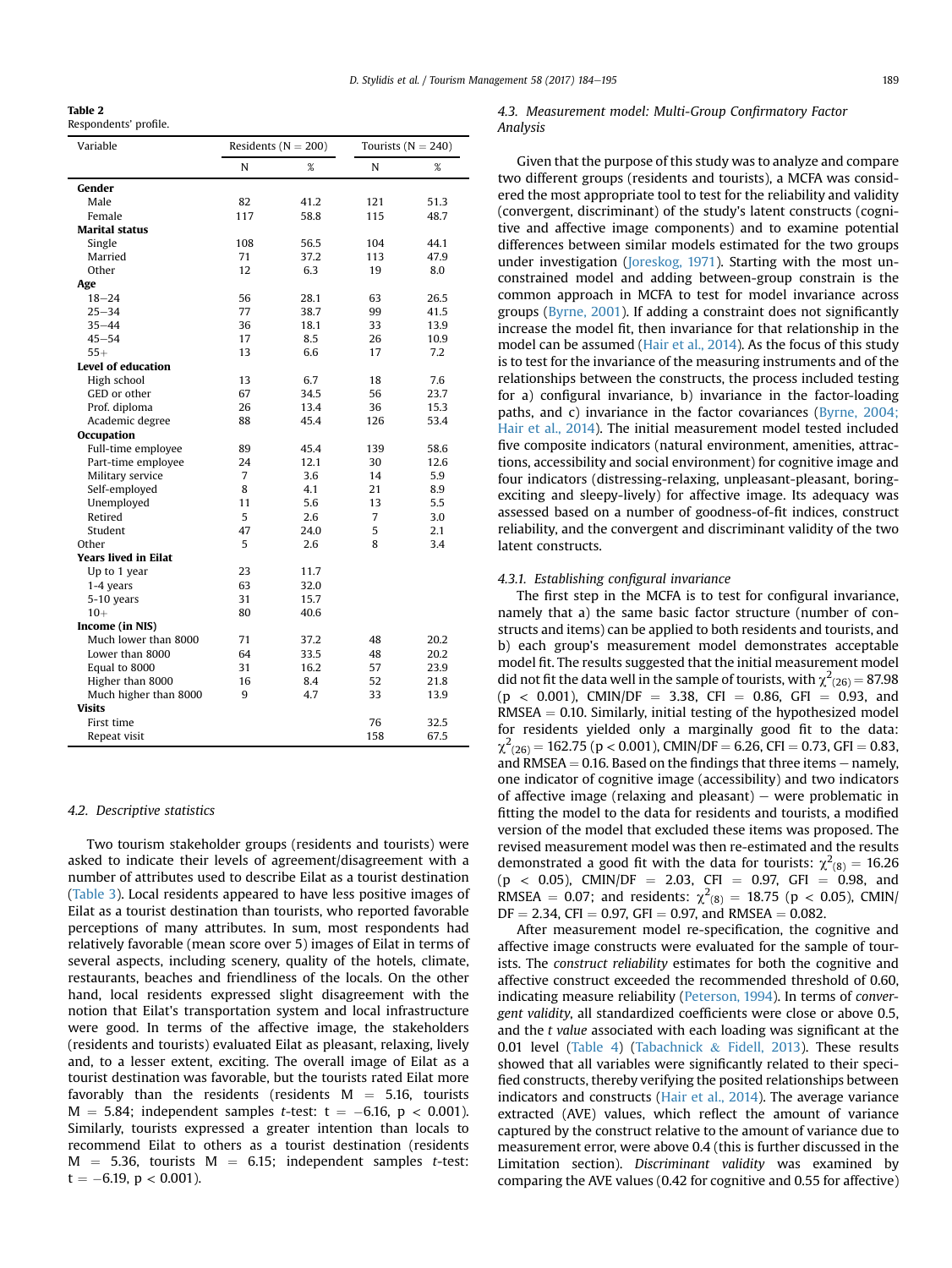**Table 2**
Respondents' profile.

| Variable | Residents (N = 200) | | Tourists (N = 240) | |
|---|---|---|---|---|
| | N | % | N | % |
| **Gender** | | | | |
| Male | 82 | 41.2 | 121 | 51.3 |
| Female | 117 | 58.8 | 115 | 48.7 |
| **Marital status** | | | | |
| Single | 108 | 56.5 | 104 | 44.1 |
| Married | 71 | 37.2 | 113 | 47.9 |
| Other | 12 | 6.3 | 19 | 8.0 |
| **Age** | | | | |
| 18–24 | 56 | 28.1 | 63 | 26.5 |
| 25–34 | 77 | 38.7 | 99 | 41.5 |
| 35–44 | 36 | 18.1 | 33 | 13.9 |
| 45–54 | 17 | 8.5 | 26 | 10.9 |
| 55+ | 13 | 6.6 | 17 | 7.2 |
| **Level of education** | | | | |
| High school | 13 | 6.7 | 18 | 7.6 |
| GED or other | 67 | 34.5 | 56 | 23.7 |
| Prof. diploma | 26 | 13.4 | 36 | 15.3 |
| Academic degree | 88 | 45.4 | 126 | 53.4 |
| **Occupation** | | | | |
| Full-time employee | 89 | 45.4 | 139 | 58.6 |
| Part-time employee | 24 | 12.1 | 30 | 12.6 |
| Military service | 7 | 3.6 | 14 | 5.9 |
| Self-employed | 8 | 4.1 | 21 | 8.9 |
| Unemployed | 11 | 5.6 | 13 | 5.5 |
| Retired | 5 | 2.6 | 7 | 3.0 |
| Student | 47 | 24.0 | 5 | 2.1 |
| Other | 5 | 2.6 | 8 | 3.4 |
| **Years lived in Eilat** | | | | |
| Up to 1 year | 23 | 11.7 | | |
| 1-4 years | 63 | 32.0 | | |
| 5-10 years | 31 | 15.7 | | |
| 10+ | 80 | 40.6 | | |
| **Income (in NIS)** | | | | |
| Much lower than 8000 | 71 | 37.2 | 48 | 20.2 |
| Lower than 8000 | 64 | 33.5 | 48 | 20.2 |
| Equal to 8000 | 31 | 16.2 | 57 | 23.9 |
| Higher than 8000 | 16 | 8.4 | 52 | 21.8 |
| Much higher than 8000 | 9 | 4.7 | 33 | 13.9 |
| **Visits** | | | | |
| First time | | | 76 | 32.5 |
| Repeat visit | | | 158 | 67.5 |

### 4.2. Descriptive statistics

Two tourism stakeholder groups (residents and tourists) were asked to indicate their levels of agreement/disagreement with a number of attributes used to describe Eilat as a tourist destination (Table 3). Local residents appeared to have less positive images of Eilat as a tourist destination than tourists, who reported favorable perceptions of many attributes. In sum, most respondents had relatively favorable (mean score over 5) images of Eilat in terms of several aspects, including scenery, quality of the hotels, climate, restaurants, beaches and friendliness of the locals. On the other hand, local residents expressed slight disagreement with the notion that Eilat's transportation system and local infrastructure were good. In terms of the affective image, the stakeholders (residents and tourists) evaluated Eilat as pleasant, relaxing, lively and, to a lesser extent, exciting. The overall image of Eilat as a tourist destination was favorable, but the tourists rated Eilat more favorably than the residents (residents M = 5.16, tourists M = 5.84; independent samples *t*-test: t = −6.16, p < 0.001). Similarly, tourists expressed a greater intention than locals to recommend Eilat to others as a tourist destination (residents M = 5.36, tourists M = 6.15; independent samples *t*-test: t = −6.19, p < 0.001).

### 4.3. Measurement model: Multi-Group Confirmatory Factor Analysis

Given that the purpose of this study was to analyze and compare two different groups (residents and tourists), a MCFA was considered the most appropriate tool to test for the reliability and validity (convergent, discriminant) of the study's latent constructs (cognitive and affective image components) and to examine potential differences between similar models estimated for the two groups under investigation (Joreskog, 1971). Starting with the most unconstrained model and adding between-group constrain is the common approach in MCFA to test for model invariance across groups (Byrne, 2001). If adding a constraint does not significantly increase the model fit, then invariance for that relationship in the model can be assumed (Hair et al., 2014). As the focus of this study is to test for the invariance of the measuring instruments and of the relationships between the constructs, the process included testing for a) configural invariance, b) invariance in the factor-loading paths, and c) invariance in the factor covariances (Byrne, 2004; Hair et al., 2014). The initial measurement model tested included five composite indicators (natural environment, amenities, attractions, accessibility and social environment) for cognitive image and four indicators (distressing-relaxing, unpleasant-pleasant, boring-exciting and sleepy-lively) for affective image. Its adequacy was assessed based on a number of goodness-of-fit indices, construct reliability, and the convergent and discriminant validity of the two latent constructs.

#### 4.3.1. Establishing configural invariance

The first step in the MCFA is to test for configural invariance, namely that a) the same basic factor structure (number of constructs and items) can be applied to both residents and tourists, and b) each group's measurement model demonstrates acceptable model fit. The results suggested that the initial measurement model did not fit the data well in the sample of tourists, with $\chi^2_{(26)} = 87.98$ ($p < 0.001$), CMIN/DF = 3.38, CFI = 0.86, GFI = 0.93, and RMSEA = 0.10. Similarly, initial testing of the hypothesized model for residents yielded only a marginally good fit to the data: $\chi^2_{(26)} = 162.75$ ($p < 0.001$), CMIN/DF = 6.26, CFI = 0.73, GFI = 0.83, and RMSEA = 0.16. Based on the findings that three items – namely, one indicator of cognitive image (accessibility) and two indicators of affective image (relaxing and pleasant) – were problematic in fitting the model to the data for residents and tourists, a modified version of the model that excluded these items was proposed. The revised measurement model was then re-estimated and the results demonstrated a good fit with the data for tourists: $\chi^2_{(8)} = 16.26$ ($p < 0.05$), CMIN/DF = 2.03, CFI = 0.97, GFI = 0.98, and RMSEA = 0.07; and residents: $\chi^2_{(8)} = 18.75$ ($p < 0.05$), CMIN/DF = 2.34, CFI = 0.97, GFI = 0.97, and RMSEA = 0.082.

After measurement model re-specification, the cognitive and affective image constructs were evaluated for the sample of tourists. The *construct reliability* estimates for both the cognitive and affective construct exceeded the recommended threshold of 0.60, indicating measure reliability (Peterson, 1994). In terms of *convergent validity*, all standardized coefficients were close or above 0.5, and the *t value* associated with each loading was significant at the 0.01 level (Table 4) (Tabachnick & Fidell, 2013). These results showed that all variables were significantly related to their specified constructs, thereby verifying the posited relationships between indicators and constructs (Hair et al., 2014). The average variance extracted (AVE) values, which reflect the amount of variance captured by the construct relative to the amount of variance due to measurement error, were above 0.4 (this is further discussed in the Limitation section). *Discriminant validity* was examined by comparing the AVE values (0.42 for cognitive and 0.55 for affective)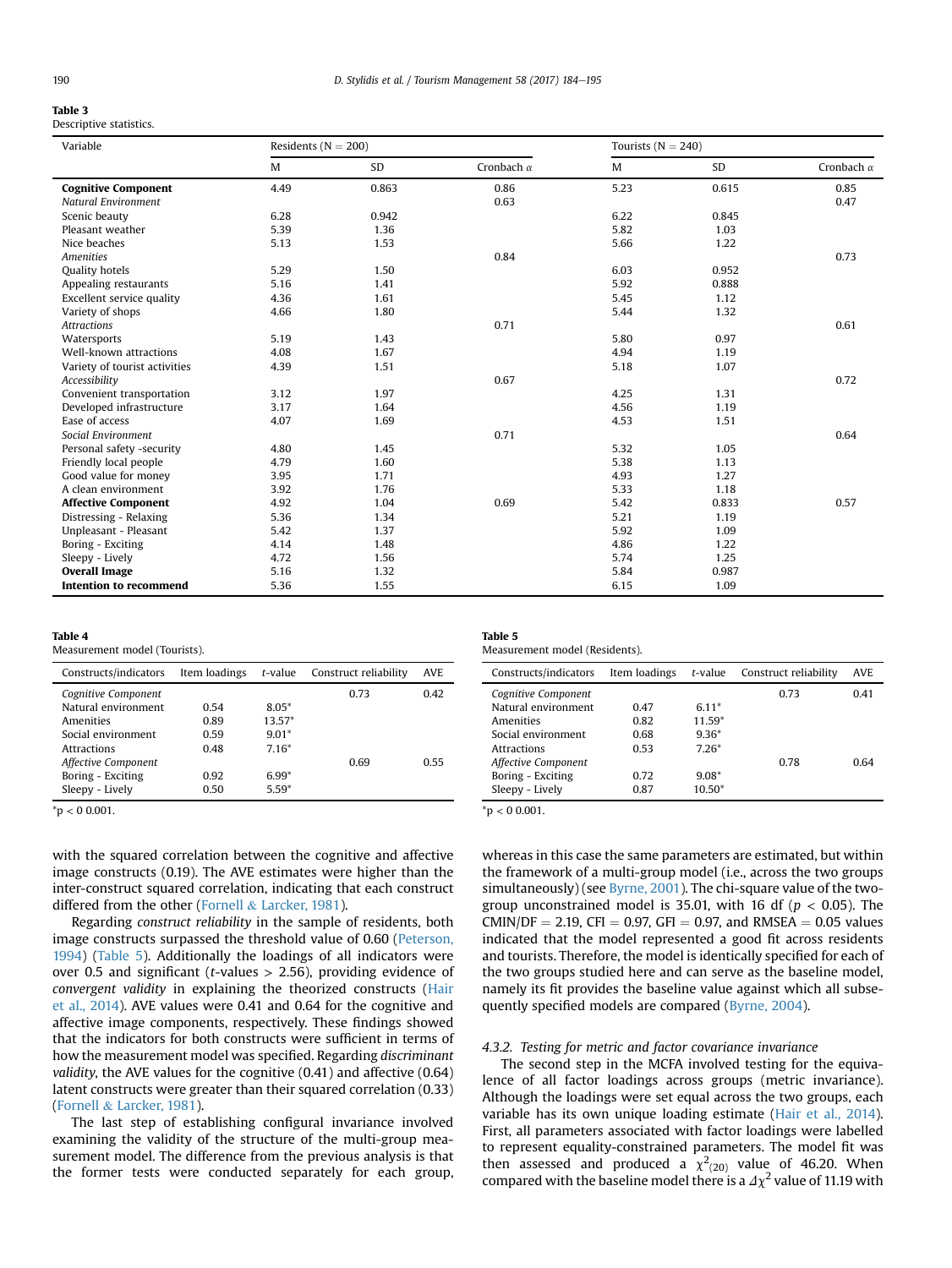**Table 3**
Descriptive statistics.

| Variable | Residents (N = 200) | | | Tourists (N = 240) | | |
|---|---|---|---|---|---|---|
| | M | SD | Cronbach α | M | SD | Cronbach α |
| **Cognitive Component** | 4.49 | 0.863 | 0.86 | 5.23 | 0.615 | 0.85 |
| *Natural Environment* | | | 0.63 | | | 0.47 |
| Scenic beauty | 6.28 | 0.942 | | 6.22 | 0.845 | |
| Pleasant weather | 5.39 | 1.36 | | 5.82 | 1.03 | |
| Nice beaches | 5.13 | 1.53 | | 5.66 | 1.22 | |
| *Amenities* | | | 0.84 | | | 0.73 |
| Quality hotels | 5.29 | 1.50 | | 6.03 | 0.952 | |
| Appealing restaurants | 5.16 | 1.41 | | 5.92 | 0.888 | |
| Excellent service quality | 4.36 | 1.61 | | 5.45 | 1.12 | |
| Variety of shops | 4.66 | 1.80 | | 5.44 | 1.32 | |
| *Attractions* | | | 0.71 | | | 0.61 |
| Watersports | 5.19 | 1.43 | | 5.80 | 0.97 | |
| Well-known attractions | 4.08 | 1.67 | | 4.94 | 1.19 | |
| Variety of tourist activities | 4.39 | 1.51 | | 5.18 | 1.07 | |
| *Accessibility* | | | 0.67 | | | 0.72 |
| Convenient transportation | 3.12 | 1.97 | | 4.25 | 1.31 | |
| Developed infrastructure | 3.17 | 1.64 | | 4.56 | 1.19 | |
| Ease of access | 4.07 | 1.69 | | 4.53 | 1.51 | |
| *Social Environment* | | | 0.71 | | | 0.64 |
| Personal safety -security | 4.80 | 1.45 | | 5.32 | 1.05 | |
| Friendly local people | 4.79 | 1.60 | | 5.38 | 1.13 | |
| Good value for money | 3.95 | 1.71 | | 4.93 | 1.27 | |
| A clean environment | 3.92 | 1.76 | | 5.33 | 1.18 | |
| **Affective Component** | 4.92 | 1.04 | 0.69 | 5.42 | 0.833 | 0.57 |
| Distressing - Relaxing | 5.36 | 1.34 | | 5.21 | 1.19 | |
| Unpleasant - Pleasant | 5.42 | 1.37 | | 5.92 | 1.09 | |
| Boring - Exciting | 4.14 | 1.48 | | 4.86 | 1.22 | |
| Sleepy - Lively | 4.72 | 1.56 | | 5.74 | 1.25 | |
| **Overall Image** | 5.16 | 1.32 | | 5.84 | 0.987 | |
| **Intention to recommend** | 5.36 | 1.55 | | 6.15 | 1.09 | |

**Table 4**
Measurement model (Tourists).

| Constructs/indicators | Item loadings | *t*-value | Construct reliability | AVE |
|---|---|---|---|---|
| *Cognitive Component* | | | 0.73 | 0.42 |
| Natural environment | 0.54 | 8.05* | | |
| Amenities | 0.89 | 13.57* | | |
| Social environment | 0.59 | 9.01* | | |
| Attractions | 0.48 | 7.16* | | |
| *Affective Component* | | | 0.69 | 0.55 |
| Boring - Exciting | 0.92 | 6.99* | | |
| Sleepy - Lively | 0.50 | 5.59* | | |

*p < 0 0.001.

**Table 5**
Measurement model (Residents).

| Constructs/indicators | Item loadings | *t*-value | Construct reliability | AVE |
|---|---|---|---|---|
| *Cognitive Component* | | | 0.73 | 0.41 |
| Natural environment | 0.47 | 6.11* | | |
| Amenities | 0.82 | 11.59* | | |
| Social environment | 0.68 | 9.36* | | |
| Attractions | 0.53 | 7.26* | | |
| *Affective Component* | | | 0.78 | 0.64 |
| Boring - Exciting | 0.72 | 9.08* | | |
| Sleepy - Lively | 0.87 | 10.50* | | |

*p < 0 0.001.

with the squared correlation between the cognitive and affective image constructs (0.19). The AVE estimates were higher than the inter-construct squared correlation, indicating that each construct differed from the other (Fornell & Larcker, 1981).

Regarding *construct reliability* in the sample of residents, both image constructs surpassed the threshold value of 0.60 (Peterson, 1994) (Table 5). Additionally the loadings of all indicators were over 0.5 and significant (*t*-values > 2.56), providing evidence of *convergent validity* in explaining the theorized constructs (Hair et al., 2014). AVE values were 0.41 and 0.64 for the cognitive and affective image components, respectively. These findings showed that the indicators for both constructs were sufficient in terms of how the measurement model was specified. Regarding *discriminant validity*, the AVE values for the cognitive (0.41) and affective (0.64) latent constructs were greater than their squared correlation (0.33) (Fornell & Larcker, 1981).

The last step of establishing configural invariance involved examining the validity of the structure of the multi-group measurement model. The difference from the previous analysis is that the former tests were conducted separately for each group, whereas in this case the same parameters are estimated, but within the framework of a multi-group model (i.e., across the two groups simultaneously) (see Byrne, 2001). The chi-square value of the two-group unconstrained model is 35.01, with 16 df ($p < 0.05$). The CMIN/DF = 2.19, CFI = 0.97, GFI = 0.97, and RMSEA = 0.05 values indicated that the model represented a good fit across residents and tourists. Therefore, the model is identically specified for each of the two groups studied here and can serve as the baseline model, namely its fit provides the baseline value against which all subsequently specified models are compared (Byrne, 2004).

#### 4.3.2. Testing for metric and factor covariance invariance

The second step in the MCFA involved testing for the equivalence of all factor loadings across groups (metric invariance). Although the loadings were set equal across the two groups, each variable has its own unique loading estimate (Hair et al., 2014). First, all parameters associated with factor loadings were labelled to represent equality-constrained parameters. The model fit was then assessed and produced a $\chi^2_{(20)}$ value of 46.20. When compared with the baseline model there is a $\Delta\chi^2$ value of 11.19 with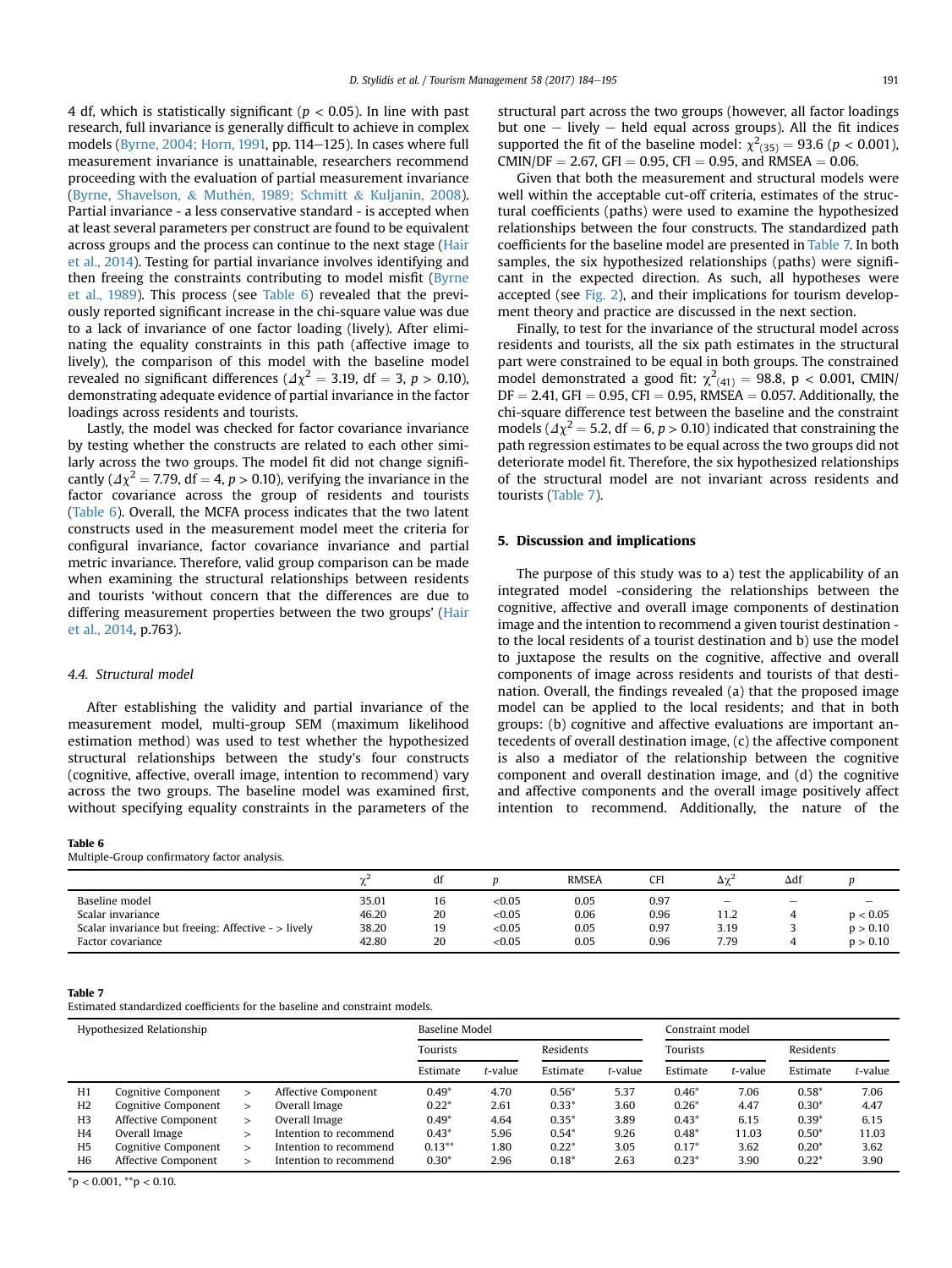4 df, which is statistically significant ($p < 0.05$). In line with past research, full invariance is generally difficult to achieve in complex models (Byrne, 2004; Horn, 1991, pp. 114–125). In cases where full measurement invariance is unattainable, researchers recommend proceeding with the evaluation of partial measurement invariance (Byrne, Shavelson, & Muthén, 1989; Schmitt & Kuljanin, 2008). Partial invariance - a less conservative standard - is accepted when at least several parameters per construct are found to be equivalent across groups and the process can continue to the next stage (Hair et al., 2014). Testing for partial invariance involves identifying and then freeing the constraints contributing to model misfit (Byrne et al., 1989). This process (see Table 6) revealed that the previously reported significant increase in the chi-square value was due to a lack of invariance of one factor loading (lively). After eliminating the equality constraints in this path (affective image to lively), the comparison of this model with the baseline model revealed no significant differences ($\Delta\chi^2 = 3.19$, df = 3, $p > 0.10$), demonstrating adequate evidence of partial invariance in the factor loadings across residents and tourists.

Lastly, the model was checked for factor covariance invariance by testing whether the constructs are related to each other similarly across the two groups. The model fit did not change significantly ($\Delta\chi^2 = 7.79$, df = 4, $p > 0.10$), verifying the invariance in the factor covariance across the group of residents and tourists (Table 6). Overall, the MCFA process indicates that the two latent constructs used in the measurement model meet the criteria for configural invariance, factor covariance invariance and partial metric invariance. Therefore, valid group comparison can be made when examining the structural relationships between residents and tourists 'without concern that the differences are due to differing measurement properties between the two groups' (Hair et al., 2014, p.763).

### 4.4. Structural model

After establishing the validity and partial invariance of the measurement model, multi-group SEM (maximum likelihood estimation method) was used to test whether the hypothesized structural relationships between the study's four constructs (cognitive, affective, overall image, intention to recommend) vary across the two groups. The baseline model was examined first, without specifying equality constraints in the parameters of the structural part across the two groups (however, all factor loadings but one – lively – held equal across groups). All the fit indices supported the fit of the baseline model: $\chi^2_{(35)} = 93.6$ ($p < 0.001$), CMIN/DF = 2.67, GFI = 0.95, CFI = 0.95, and RMSEA = 0.06.

Given that both the measurement and structural models were well within the acceptable cut-off criteria, estimates of the structural coefficients (paths) were used to examine the hypothesized relationships between the four constructs. The standardized path coefficients for the baseline model are presented in Table 7. In both samples, the six hypothesized relationships (paths) were significant in the expected direction. As such, all hypotheses were accepted (see Fig. 2), and their implications for tourism development theory and practice are discussed in the next section.

Finally, to test for the invariance of the structural model across residents and tourists, all the six path estimates in the structural part were constrained to be equal in both groups. The constrained model demonstrated a good fit: $\chi^2_{(41)} = 98.8$, $p < 0.001$, CMIN/DF = 2.41, GFI = 0.95, CFI = 0.95, RMSEA = 0.057. Additionally, the chi-square difference test between the baseline and the constraint models ($\Delta\chi^2 = 5.2$, df = 6, $p > 0.10$) indicated that constraining the path regression estimates to be equal across the two groups did not deteriorate model fit. Therefore, the six hypothesized relationships of the structural model are not invariant across residents and tourists (Table 7).

## 5. Discussion and implications

The purpose of this study was to a) test the applicability of an integrated model -considering the relationships between the cognitive, affective and overall image components of destination image and the intention to recommend a given tourist destination - to the local residents of a tourist destination and b) use the model to juxtapose the results on the cognitive, affective and overall components of image across residents and tourists of that destination. Overall, the findings revealed (a) that the proposed image model can be applied to the local residents; and that in both groups: (b) cognitive and affective evaluations are important antecedents of overall destination image, (c) the affective component is also a mediator of the relationship between the cognitive component and overall destination image, and (d) the cognitive and affective components and the overall image positively affect intention to recommend. Additionally, the nature of the

**Table 6**
Multiple-Group confirmatory factor analysis.

| | $\chi^2$ | df | $p$ | RMSEA | CFI | $\Delta\chi^2$ | $\Delta$df | $p$ |
|---|---|---|---|---|---|---|---|---|
| Baseline model | 35.01 | 16 | <0.05 | 0.05 | 0.97 | – | – | – |
| Scalar invariance | 46.20 | 20 | <0.05 | 0.06 | 0.96 | 11.2 | 4 | p < 0.05 |
| Scalar invariance but freeing: Affective - > lively | 38.20 | 19 | <0.05 | 0.05 | 0.97 | 3.19 | 3 | p > 0.10 |
| Factor covariance | 42.80 | 20 | <0.05 | 0.05 | 0.96 | 7.79 | 4 | p > 0.10 |

**Table 7**
Estimated standardized coefficients for the baseline and constraint models.

| Hypothesized Relationship | | | | Baseline Model | | | | Constraint model | | | |
|---|---|---|---|---|---|---|---|---|---|---|---|
| | | | | Tourists | | Residents | | Tourists | | Residents | |
| | | | | Estimate | *t*-value | Estimate | *t*-value | Estimate | *t*-value | Estimate | *t*-value |
| H1 | Cognitive Component | > | Affective Component | 0.49* | 4.70 | 0.56* | 5.37 | 0.46* | 7.06 | 0.58* | 7.06 |
| H2 | Cognitive Component | > | Overall Image | 0.22* | 2.61 | 0.33* | 3.60 | 0.26* | 4.47 | 0.30* | 4.47 |
| H3 | Affective Component | > | Overall Image | 0.49* | 4.64 | 0.35* | 3.89 | 0.43* | 6.15 | 0.39* | 6.15 |
| H4 | Overall Image | > | Intention to recommend | 0.43* | 5.96 | 0.54* | 9.26 | 0.48* | 11.03 | 0.50* | 11.03 |
| H5 | Cognitive Component | > | Intention to recommend | 0.13** | 1.80 | 0.22* | 3.05 | 0.17* | 3.62 | 0.20* | 3.62 |
| H6 | Affective Component | > | Intention to recommend | 0.30* | 2.96 | 0.18* | 2.63 | 0.23* | 3.90 | 0.22* | 3.90 |

*p < 0.001, **p < 0.10.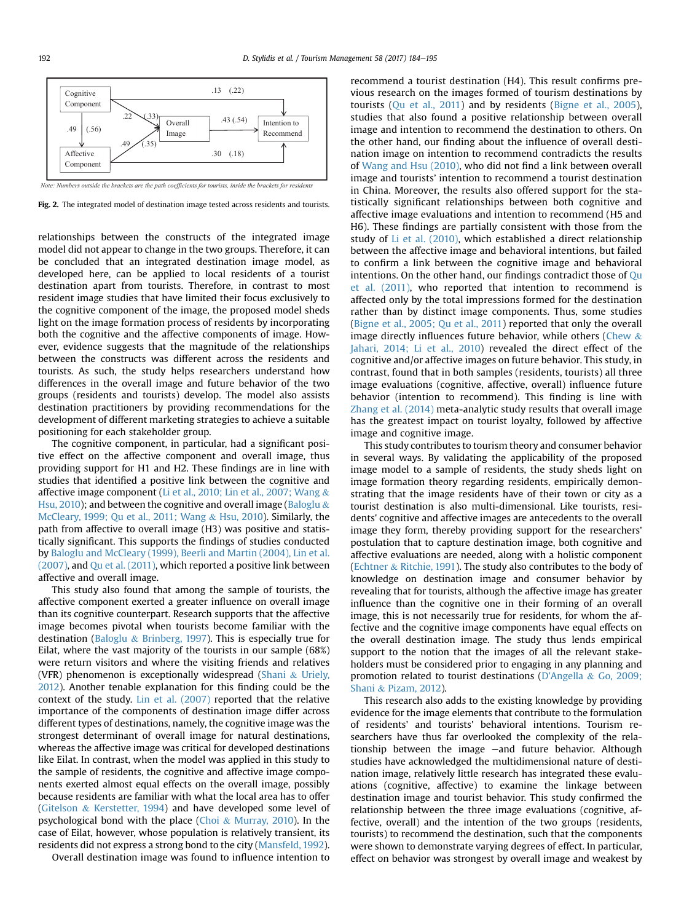Cognitive Component

Affective Component

Overall Image

Intention to Recommend

.13 (.22)

.22 (.33)

.43 (.54)

.49 (.56)

.49 (.35)

.30 (.18)

*Note: Numbers outside the brackets are the path coefficients for tourists, inside the brackets for residents*

**Fig. 2.** The integrated model of destination image tested across residents and tourists.

relationships between the constructs of the integrated image model did not appear to change in the two groups. Therefore, it can be concluded that an integrated destination image model, as developed here, can be applied to local residents of a tourist destination apart from tourists. Therefore, in contrast to most resident image studies that have limited their focus exclusively to the cognitive component of the image, the proposed model sheds light on the image formation process of residents by incorporating both the cognitive and the affective components of image. However, evidence suggests that the magnitude of the relationships between the constructs was different across the residents and tourists. As such, the study helps researchers understand how differences in the overall image and future behavior of the two groups (residents and tourists) develop. The model also assists destination practitioners by providing recommendations for the development of different marketing strategies to achieve a suitable positioning for each stakeholder group.

The cognitive component, in particular, had a significant positive effect on the affective component and overall image, thus providing support for H1 and H2. These findings are in line with studies that identified a positive link between the cognitive and affective image component (Li et al., 2010; Lin et al., 2007; Wang & Hsu, 2010); and between the cognitive and overall image (Baloglu & McCleary, 1999; Qu et al., 2011; Wang & Hsu, 2010). Similarly, the path from affective to overall image (H3) was positive and statistically significant. This supports the findings of studies conducted by Baloglu and McCleary (1999), Beerli and Martin (2004), Lin et al. (2007), and Qu et al. (2011), which reported a positive link between affective and overall image.

This study also found that among the sample of tourists, the affective component exerted a greater influence on overall image than its cognitive counterpart. Research supports that the affective image becomes pivotal when tourists become familiar with the destination (Baloglu & Brinberg, 1997). This is especially true for Eilat, where the vast majority of the tourists in our sample (68%) were return visitors and where the visiting friends and relatives (VFR) phenomenon is exceptionally widespread (Shani & Uriely, 2012). Another tenable explanation for this finding could be the context of the study. Lin et al. (2007) reported that the relative importance of the components of destination image differ across different types of destinations, namely, the cognitive image was the strongest determinant of overall image for natural destinations, whereas the affective image was critical for developed destinations like Eilat. In contrast, when the model was applied in this study to the sample of residents, the cognitive and affective image components exerted almost equal effects on the overall image, possibly because residents are familiar with what the local area has to offer (Gitelson & Kerstetter, 1994) and have developed some level of psychological bond with the place (Choi & Murray, 2010). In the case of Eilat, however, whose population is relatively transient, its residents did not express a strong bond to the city (Mansfeld, 1992).

Overall destination image was found to influence intention to recommend a tourist destination (H4). This result confirms previous research on the images formed of tourism destinations by tourists (Qu et al., 2011) and by residents (Bigne et al., 2005), studies that also found a positive relationship between overall image and intention to recommend the destination to others. On the other hand, our finding about the influence of overall destination image on intention to recommend contradicts the results of Wang and Hsu (2010), who did not find a link between overall image and tourists' intention to recommend a tourist destination in China. Moreover, the results also offered support for the statistically significant relationships between both cognitive and affective image evaluations and intention to recommend (H5 and H6). These findings are partially consistent with those from the study of Li et al. (2010), which established a direct relationship between the affective image and behavioral intentions, but failed to confirm a link between the cognitive image and behavioral intentions. On the other hand, our findings contradict those of Qu et al. (2011), who reported that intention to recommend is affected only by the total impressions formed for the destination rather than by distinct image components. Thus, some studies (Bigne et al., 2005; Qu et al., 2011) reported that only the overall image directly influences future behavior, while others (Chew & Jahari, 2014; Li et al., 2010) revealed the direct effect of the cognitive and/or affective images on future behavior. This study, in contrast, found that in both samples (residents, tourists) all three image evaluations (cognitive, affective, overall) influence future behavior (intention to recommend). This finding is line with Zhang et al. (2014) meta-analytic study results that overall image has the greatest impact on tourist loyalty, followed by affective image and cognitive image.

This study contributes to tourism theory and consumer behavior in several ways. By validating the applicability of the proposed image model to a sample of residents, the study sheds light on image formation theory regarding residents, empirically demonstrating that the image residents have of their town or city as a tourist destination is also multi-dimensional. Like tourists, residents' cognitive and affective images are antecedents to the overall image they form, thereby providing support for the researchers' postulation that to capture destination image, both cognitive and affective evaluations are needed, along with a holistic component (Echtner & Ritchie, 1991). The study also contributes to the body of knowledge on destination image and consumer behavior by revealing that for tourists, although the affective image has greater influence than the cognitive one in their forming of an overall image, this is not necessarily true for residents, for whom the affective and the cognitive image components have equal effects on the overall destination image. The study thus lends empirical support to the notion that the images of all the relevant stakeholders must be considered prior to engaging in any planning and promotion related to tourist destinations (D'Angella & Go, 2009; Shani & Pizam, 2012).

This research also adds to the existing knowledge by providing evidence for the image elements that contribute to the formulation of residents' and tourists' behavioral intentions. Tourism researchers have thus far overlooked the complexity of the relationship between the image −and future behavior. Although studies have acknowledged the multidimensional nature of destination image, relatively little research has integrated these evaluations (cognitive, affective) to examine the linkage between destination image and tourist behavior. This study confirmed the relationship between the three image evaluations (cognitive, affective, overall) and the intention of the two groups (residents, tourists) to recommend the destination, such that the components were shown to demonstrate varying degrees of effect. In particular, effect on behavior was strongest by overall image and weakest by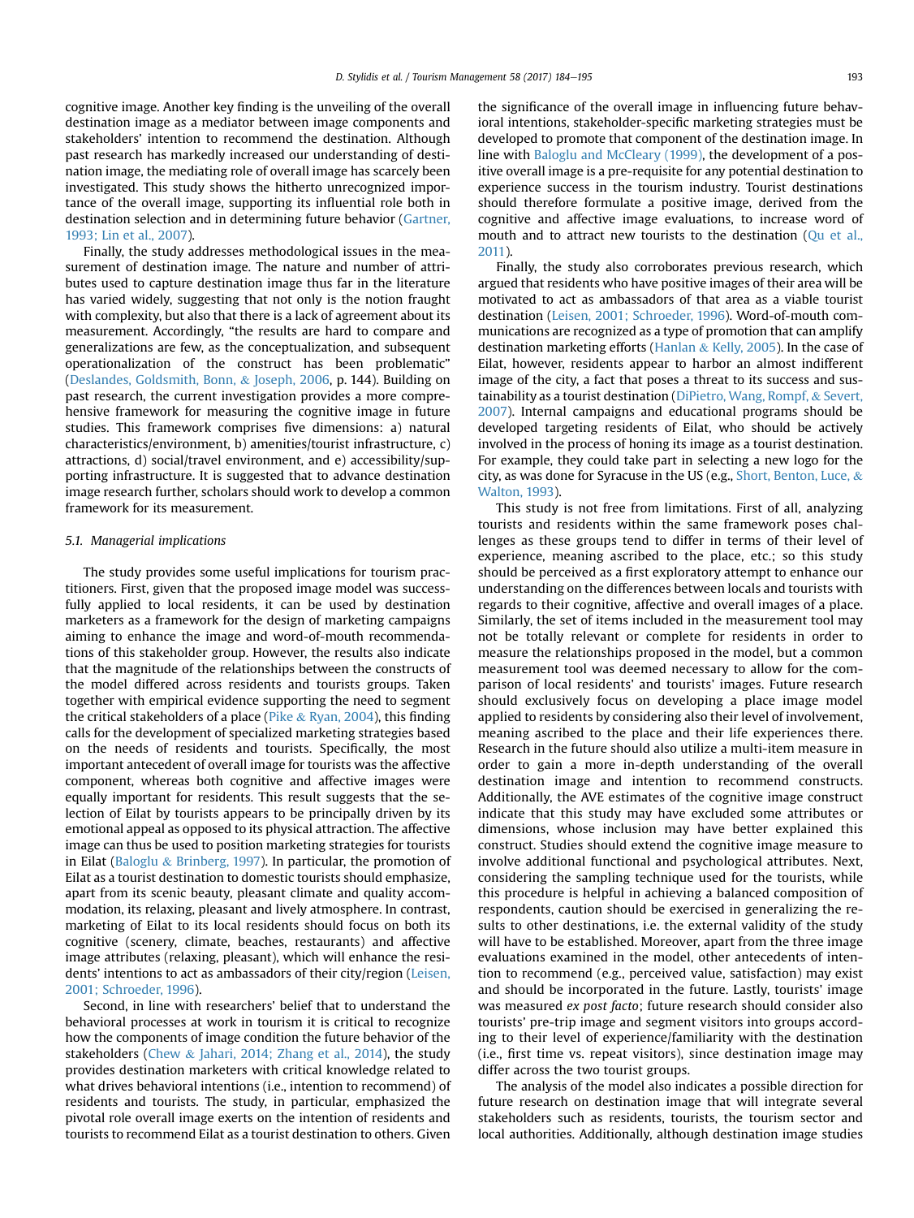cognitive image. Another key finding is the unveiling of the overall destination image as a mediator between image components and stakeholders' intention to recommend the destination. Although past research has markedly increased our understanding of destination image, the mediating role of overall image has scarcely been investigated. This study shows the hitherto unrecognized importance of the overall image, supporting its influential role both in destination selection and in determining future behavior (Gartner, 1993; Lin et al., 2007).

Finally, the study addresses methodological issues in the measurement of destination image. The nature and number of attributes used to capture destination image thus far in the literature has varied widely, suggesting that not only is the notion fraught with complexity, but also that there is a lack of agreement about its measurement. Accordingly, "the results are hard to compare and generalizations are few, as the conceptualization, and subsequent operationalization of the construct has been problematic" (Deslandes, Goldsmith, Bonn, & Joseph, 2006, p. 144). Building on past research, the current investigation provides a more comprehensive framework for measuring the cognitive image in future studies. This framework comprises five dimensions: a) natural characteristics/environment, b) amenities/tourist infrastructure, c) attractions, d) social/travel environment, and e) accessibility/supporting infrastructure. It is suggested that to advance destination image research further, scholars should work to develop a common framework for its measurement.

### 5.1. Managerial implications

The study provides some useful implications for tourism practitioners. First, given that the proposed image model was successfully applied to local residents, it can be used by destination marketers as a framework for the design of marketing campaigns aiming to enhance the image and word-of-mouth recommendations of this stakeholder group. However, the results also indicate that the magnitude of the relationships between the constructs of the model differed across residents and tourists groups. Taken together with empirical evidence supporting the need to segment the critical stakeholders of a place (Pike & Ryan, 2004), this finding calls for the development of specialized marketing strategies based on the needs of residents and tourists. Specifically, the most important antecedent of overall image for tourists was the affective component, whereas both cognitive and affective images were equally important for residents. This result suggests that the selection of Eilat by tourists appears to be principally driven by its emotional appeal as opposed to its physical attraction. The affective image can thus be used to position marketing strategies for tourists in Eilat (Baloglu & Brinberg, 1997). In particular, the promotion of Eilat as a tourist destination to domestic tourists should emphasize, apart from its scenic beauty, pleasant climate and quality accommodation, its relaxing, pleasant and lively atmosphere. In contrast, marketing of Eilat to its local residents should focus on both its cognitive (scenery, climate, beaches, restaurants) and affective image attributes (relaxing, pleasant), which will enhance the residents' intentions to act as ambassadors of their city/region (Leisen, 2001; Schroeder, 1996).

Second, in line with researchers' belief that to understand the behavioral processes at work in tourism it is critical to recognize how the components of image condition the future behavior of the stakeholders (Chew & Jahari, 2014; Zhang et al., 2014), the study provides destination marketers with critical knowledge related to what drives behavioral intentions (i.e., intention to recommend) of residents and tourists. The study, in particular, emphasized the pivotal role overall image exerts on the intention of residents and tourists to recommend Eilat as a tourist destination to others. Given the significance of the overall image in influencing future behavioral intentions, stakeholder-specific marketing strategies must be developed to promote that component of the destination image. In line with Baloglu and McCleary (1999), the development of a positive overall image is a pre-requisite for any potential destination to experience success in the tourism industry. Tourist destinations should therefore formulate a positive image, derived from the cognitive and affective image evaluations, to increase word of mouth and to attract new tourists to the destination (Qu et al., 2011).

Finally, the study also corroborates previous research, which argued that residents who have positive images of their area will be motivated to act as ambassadors of that area as a viable tourist destination (Leisen, 2001; Schroeder, 1996). Word-of-mouth communications are recognized as a type of promotion that can amplify destination marketing efforts (Hanlan & Kelly, 2005). In the case of Eilat, however, residents appear to harbor an almost indifferent image of the city, a fact that poses a threat to its success and sustainability as a tourist destination (DiPietro, Wang, Rompf, & Severt, 2007). Internal campaigns and educational programs should be developed targeting residents of Eilat, who should be actively involved in the process of honing its image as a tourist destination. For example, they could take part in selecting a new logo for the city, as was done for Syracuse in the US (e.g., Short, Benton, Luce, & Walton, 1993).

This study is not free from limitations. First of all, analyzing tourists and residents within the same framework poses challenges as these groups tend to differ in terms of their level of experience, meaning ascribed to the place, etc.; so this study should be perceived as a first exploratory attempt to enhance our understanding on the differences between locals and tourists with regards to their cognitive, affective and overall images of a place. Similarly, the set of items included in the measurement tool may not be totally relevant or complete for residents in order to measure the relationships proposed in the model, but a common measurement tool was deemed necessary to allow for the comparison of local residents' and tourists' images. Future research should exclusively focus on developing a place image model applied to residents by considering also their level of involvement, meaning ascribed to the place and their life experiences there. Research in the future should also utilize a multi-item measure in order to gain a more in-depth understanding of the overall destination image and intention to recommend constructs. Additionally, the AVE estimates of the cognitive image construct indicate that this study may have excluded some attributes or dimensions, whose inclusion may have better explained this construct. Studies should extend the cognitive image measure to involve additional functional and psychological attributes. Next, considering the sampling technique used for the tourists, while this procedure is helpful in achieving a balanced composition of respondents, caution should be exercised in generalizing the results to other destinations, i.e. the external validity of the study will have to be established. Moreover, apart from the three image evaluations examined in the model, other antecedents of intention to recommend (e.g., perceived value, satisfaction) may exist and should be incorporated in the future. Lastly, tourists' image was measured *ex post facto*; future research should consider also tourists' pre-trip image and segment visitors into groups according to their level of experience/familiarity with the destination (i.e., first time vs. repeat visitors), since destination image may differ across the two tourist groups.

The analysis of the model also indicates a possible direction for future research on destination image that will integrate several stakeholders such as residents, tourists, the tourism sector and local authorities. Additionally, although destination image studies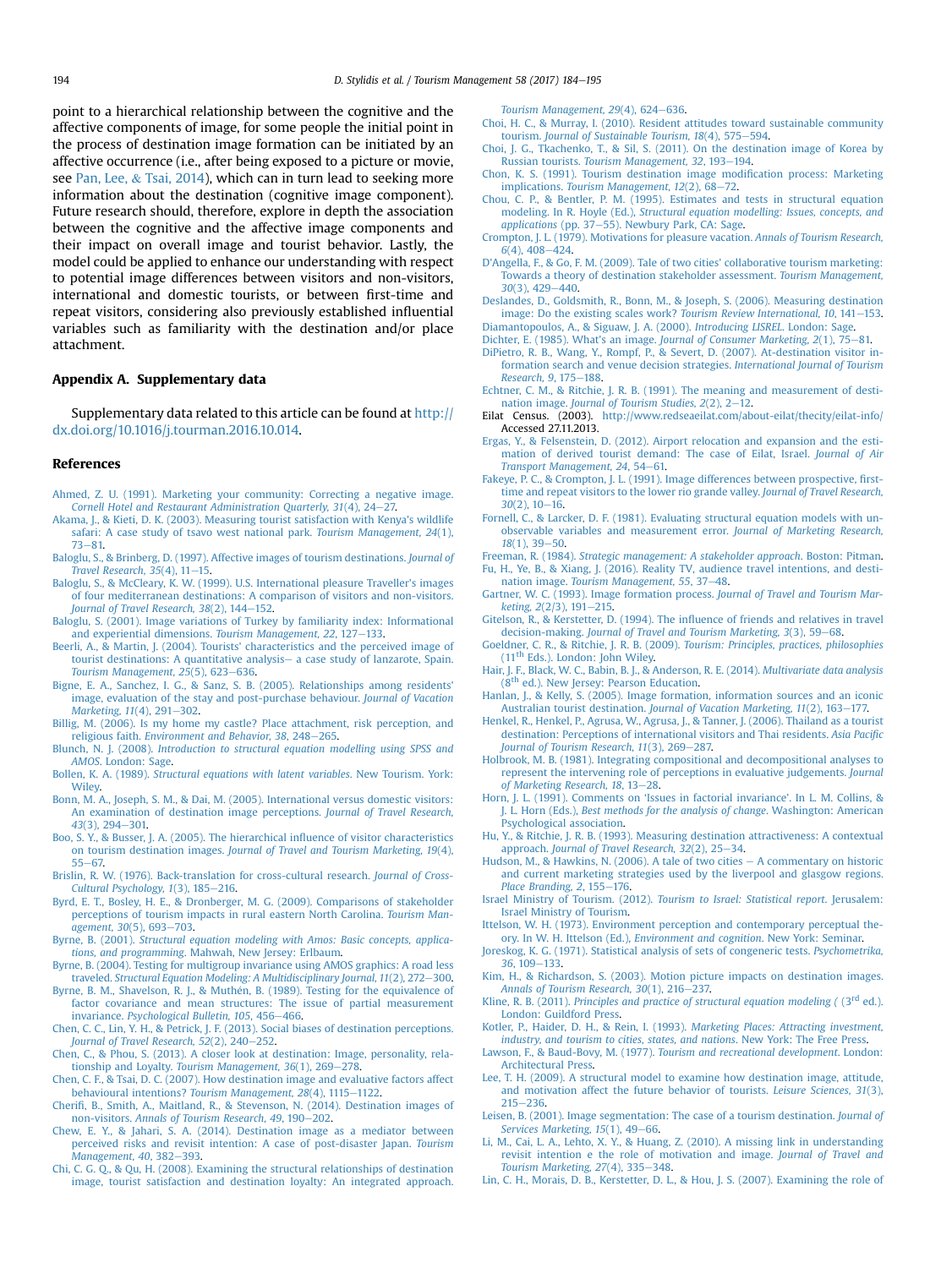point to a hierarchical relationship between the cognitive and the affective components of image, for some people the initial point in the process of destination image formation can be initiated by an affective occurrence (i.e., after being exposed to a picture or movie, see Pan, Lee, & Tsai, 2014), which can in turn lead to seeking more information about the destination (cognitive image component). Future research should, therefore, explore in depth the association between the cognitive and the affective image components and their impact on overall image and tourist behavior. Lastly, the model could be applied to enhance our understanding with respect to potential image differences between visitors and non-visitors, international and domestic tourists, or between first-time and repeat visitors, considering also previously established influential variables such as familiarity with the destination and/or place attachment.

## Appendix A. Supplementary data

Supplementary data related to this article can be found at http://dx.doi.org/10.1016/j.tourman.2016.10.014.

## References

Ahmed, Z. U. (1991). Marketing your community: Correcting a negative image. *Cornell Hotel and Restaurant Administration Quarterly, 31*(4), 24–27.

Akama, J., & Kieti, D. K. (2003). Measuring tourist satisfaction with Kenya's wildlife safari: A case study of tsavo west national park. *Tourism Management, 24*(1), 73–81.

Baloglu, S., & Brinberg, D. (1997). Affective images of tourism destinations. *Journal of Travel Research, 35*(4), 11–15.

Baloglu, S., & McCleary, K. W. (1999). U.S. International pleasure Traveller's images of four mediterranean destinations: A comparison of visitors and non-visitors. *Journal of Travel Research, 38*(2), 144–152.

Baloglu, S. (2001). Image variations of Turkey by familiarity index: Informational and experiential dimensions. *Tourism Management, 22*, 127–133.

Beerli, A., & Martin, J. (2004). Tourists' characteristics and the perceived image of tourist destinations: A quantitative analysis– a case study of lanzarote, Spain. *Tourism Management, 25*(5), 623–636.

Bigne, E. A., Sanchez, I. G., & Sanz, S. B. (2005). Relationships among residents' image, evaluation of the stay and post-purchase behaviour. *Journal of Vacation Marketing, 11*(4), 291–302.

Billig, M. (2006). Is my home my castle? Place attachment, risk perception, and religious faith. *Environment and Behavior, 38*, 248–265.

Blunch, N. J. (2008). *Introduction to structural equation modelling using SPSS and AMOS*. London: Sage.

Bollen, K. A. (1989). *Structural equations with latent variables*. New Tourism. York: Wiley.

Bonn, M. A., Joseph, S. M., & Dai, M. (2005). International versus domestic visitors: An examination of destination image perceptions. *Journal of Travel Research, 43*(3), 294–301.

Boo, S. Y., & Busser, J. A. (2005). The hierarchical influence of visitor characteristics on tourism destination images. *Journal of Travel and Tourism Marketing, 19*(4), 55–67.

Brislin, R. W. (1976). Back-translation for cross-cultural research. *Journal of Cross-Cultural Psychology, 1*(3), 185–216.

Byrd, E. T., Bosley, H. E., & Dronberger, M. G. (2009). Comparisons of stakeholder perceptions of tourism impacts in rural eastern North Carolina. *Tourism Management, 30*(5), 693–703.

Byrne, B. (2001). *Structural equation modeling with Amos: Basic concepts, applications, and programming*. Mahwah, New Jersey: Erlbaum.

Byrne, B. (2004). Testing for multigroup invariance using AMOS graphics: A road less traveled. *Structural Equation Modeling: A Multidisciplinary Journal, 11*(2), 272–300.

Byrne, B. M., Shavelson, R. J., & Muthén, B. (1989). Testing for the equivalence of factor covariance and mean structures: The issue of partial measurement invariance. *Psychological Bulletin, 105*, 456–466.

Chen, C. C., Lin, Y. H., & Petrick, J. F. (2013). Social biases of destination perceptions. *Journal of Travel Research, 52*(2), 240–252.

Chen, C., & Phou, S. (2013). A closer look at destination: Image, personality, relationship and Loyalty. *Tourism Management, 36*(1), 269–278.

Chen, C. F., & Tsai, D. C. (2007). How destination image and evaluative factors affect behavioural intentions? *Tourism Management, 28*(4), 1115–1122.

Cherifi, B., Smith, A., Maitland, R., & Stevenson, N. (2014). Destination images of non-visitors. *Annals of Tourism Research, 49*, 190–202.

Chew, E. Y., & Jahari, S. A. (2014). Destination image as a mediator between perceived risks and revisit intention: A case of post-disaster Japan. *Tourism Management, 40*, 382–393.

Chi, C. G. Q., & Qu, H. (2008). Examining the structural relationships of destination image, tourist satisfaction and destination loyalty: An integrated approach. *Tourism Management, 29*(4), 624–636.

Choi, H. C., & Murray, I. (2010). Resident attitudes toward sustainable community tourism. *Journal of Sustainable Tourism, 18*(4), 575–594.

Choi, J. G., Tkachenko, T., & Sil, S. (2011). On the destination image of Korea by Russian tourists. *Tourism Management, 32*, 193–194.

Chon, K. S. (1991). Tourism destination image modification process: Marketing implications. *Tourism Management, 12*(2), 68–72.

Chou, C. P., & Bentler, P. M. (1995). Estimates and tests in structural equation modeling. In R. Hoyle (Ed.), *Structural equation modelling: Issues, concepts, and applications* (pp. 37–55). Newbury Park, CA: Sage.

Crompton, J. L. (1979). Motivations for pleasure vacation. *Annals of Tourism Research, 6*(4), 408–424.

D'Angella, F., & Go, F. M. (2009). Tale of two cities' collaborative tourism marketing: Towards a theory of destination stakeholder assessment. *Tourism Management, 30*(3), 429–440.

Deslandes, D., Goldsmith, R., Bonn, M., & Joseph, S. (2006). Measuring destination image: Do the existing scales work? *Tourism Review International, 10*, 141–153.

Diamantopoulos, A., & Siguaw, J. A. (2000). *Introducing LISREL*. London: Sage.

Dichter, E. (1985). What's an image. *Journal of Consumer Marketing, 2*(1), 75–81.

DiPietro, R. B., Wang, Y., Rompf, P., & Severt, D. (2007). At-destination visitor information search and venue decision strategies. *International Journal of Tourism Research, 9*, 175–188.

Echtner, C. M., & Ritchie, J. R. B. (1991). The meaning and measurement of destination image. *Journal of Tourism Studies, 2*(2), 2–12.

Eilat Census. (2003). http://www.redseaeilat.com/about-eilat/thecity/eilat-info/ Accessed 27.11.2013.

Ergas, Y., & Felsenstein, D. (2012). Airport relocation and expansion and the estimation of derived tourist demand: The case of Eilat, Israel. *Journal of Air Transport Management, 24*, 54–61.

Fakeye, P. C., & Crompton, J. L. (1991). Image differences between prospective, first-time and repeat visitors to the lower rio grande valley. *Journal of Travel Research, 30*(2), 10–16.

Fornell, C., & Larcker, D. F. (1981). Evaluating structural equation models with unobservable variables and measurement error. *Journal of Marketing Research, 18*(1), 39–50.

Freeman, R. (1984). *Strategic management: A stakeholder approach*. Boston: Pitman.

Fu, H., Ye, B., & Xiang, J. (2016). Reality TV, audience travel intentions, and destination image. *Tourism Management, 55*, 37–48.

Gartner, W. C. (1993). Image formation process. *Journal of Travel and Tourism Marketing, 2*(2/3), 191–215.

Gitelson, R., & Kerstetter, D. (1994). The influence of friends and relatives in travel decision-making. *Journal of Travel and Tourism Marketing, 3*(3), 59–68.

Goeldner, C. R., & Ritchie, J. R. B. (2009). *Tourism: Principles, practices, philosophies* (11th Eds.). London: John Wiley.

Hair, J. F., Black, W. C., Babin, B. J., & Anderson, R. E. (2014). *Multivariate data analysis* (8th ed.). New Jersey: Pearson Education.

Hanlan, J., & Kelly, S. (2005). Image formation, information sources and an iconic Australian tourist destination. *Journal of Vacation Marketing, 11*(2), 163–177.

Henkel, R., Henkel, P., Agrusa, W., Agrusa, J., & Tanner, J. (2006). Thailand as a tourist destination: Perceptions of international visitors and Thai residents. *Asia Pacific Journal of Tourism Research, 11*(3), 269–287.

Holbrook, M. B. (1981). Integrating compositional and decompositional analyses to represent the intervening role of perceptions in evaluative judgements. *Journal of Marketing Research, 18*, 13–28.

Horn, J. L. (1991). Comments on 'Issues in factorial invariance'. In L. M. Collins, & J. L. Horn (Eds.), *Best methods for the analysis of change*. Washington: American Psychological association.

Hu, Y., & Ritchie, J. R. B. (1993). Measuring destination attractiveness: A contextual approach. *Journal of Travel Research, 32*(2), 25–34.

Hudson, M., & Hawkins, N. (2006). A tale of two cities – A commentary on historic and current marketing strategies used by the liverpool and glasgow regions. *Place Branding, 2*, 155–176.

Israel Ministry of Tourism. (2012). *Tourism to Israel: Statistical report*. Jerusalem: Israel Ministry of Tourism.

Ittelson, W. H. (1973). Environment perception and contemporary perceptual theory. In W. H. Ittelson (Ed.), *Environment and cognition*. New York: Seminar.

Joreskog, K. G. (1971). Statistical analysis of sets of congeneric tests. *Psychometrika, 36*, 109–133.

Kim, H., & Richardson, S. (2003). Motion picture impacts on destination images. *Annals of Tourism Research, 30*(1), 216–237.

Kline, R. B. (2011). *Principles and practice of structural equation modeling* ( (3rd ed.). London: Guildford Press.

Kotler, P., Haider, D. H., & Rein, I. (1993). *Marketing Places: Attracting investment, industry, and tourism to cities, states, and nations*. New York: The Free Press.

Lawson, F., & Baud-Bovy, M. (1977). *Tourism and recreational development*. London: Architectural Press.

Lee, T. H. (2009). A structural model to examine how destination image, attitude, and motivation affect the future behavior of tourists. *Leisure Sciences, 31*(3), 215–236.

Leisen, B. (2001). Image segmentation: The case of a tourism destination. *Journal of Services Marketing, 15*(1), 49–66.

Li, M., Cai, L. A., Lehto, X. Y., & Huang, Z. (2010). A missing link in understanding revisit intention e the role of motivation and image. *Journal of Travel and Tourism Marketing, 27*(4), 335–348.

Lin, C. H., Morais, D. B., Kerstetter, D. L., & Hou, J. S. (2007). Examining the role of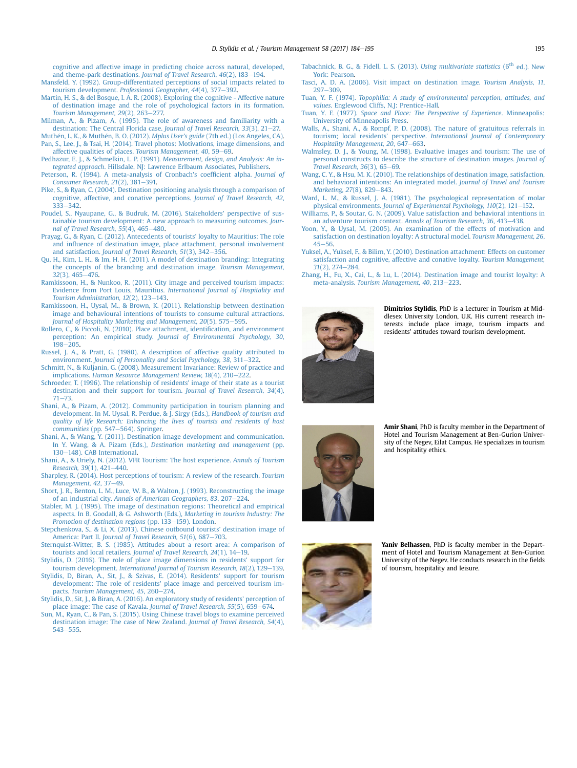cognitive and affective image in predicting choice across natural, developed, and theme-park destinations. *Journal of Travel Research, 46*(2), 183–194.

Mansfeld, Y. (1992). Group-differentiated perceptions of social impacts related to tourism development. *Professional Geographer, 44*(4), 377–392.

Martin, H. S., & del Bosque, I. A. R. (2008). Exploring the cognitive - Affective nature of destination image and the role of psychological factors in its formation. *Tourism Management, 29*(2), 263–277.

Milman, A., & Pizam, A. (1995). The role of awareness and familiarity with a destination: The Central Florida case. *Journal of Travel Research, 33*(3), 21–27.

Muthén, L. K., & Muthén, B. O. (2012). *Mplus User's guide* (7th ed.) (Los Angeles, CA).

Pan, S., Lee, J., & Tsai, H. (2014). Travel photos: Motivations, image dimensions, and affective qualities of places. *Tourism Management, 40*, 59–69.

Pedhazur, E. J., & Schmelkin, L. P. (1991). *Measurement, design, and Analysis: An integrated approach*. Hillsdale, NJ: Lawrence Erlbaum Associates, Publishers.

Peterson, R. (1994). A meta-analysis of Cronbach's coefficient alpha. *Journal of Consumer Research, 21*(2), 381–391.

Pike, S., & Ryan, C. (2004). Destination positioning analysis through a comparison of cognitive, affective, and conative perceptions. *Journal of Travel Research, 42*, 333–342.

Poudel, S., Nyaupane, G., & Budruk, M. (2016). Stakeholders' perspective of sustainable tourism development: A new approach to measuring outcomes. *Journal of Travel Research, 55*(4), 465–480.

Prayag, G., & Ryan, C. (2012). Antecedents of tourists' loyalty to Mauritius: The role and influence of destination image, place attachment, personal involvement and satisfaction. *Journal of Travel Research, 51*(3), 342–356.

Qu, H., Kim, L. H., & Im, H. H. (2011). A model of destination branding: Integrating the concepts of the branding and destination image. *Tourism Management, 32*(3), 465–476.

Ramkissoon, H., & Nunkoo, R. (2011). City image and perceived tourism impacts: Evidence from Port Louis, Mauritius. *International Journal of Hospitality and Tourism Administration, 12*(2), 123–143.

Ramkissoon, H., Uysal, M., & Brown, K. (2011). Relationship between destination image and behavioural intentions of tourists to consume cultural attractions. *Journal of Hospitality Marketing and Management, 20*(5), 575–595.

Rollero, C., & Piccoli, N. (2010). Place attachment, identification, and environment perception: An empirical study. *Journal of Environmental Psychology, 30*, 198–205.

Russel, J. A., & Pratt, G. (1980). A description of affective quality attributed to environment. *Journal of Personality and Social Psychology, 38*, 311–322.

Schmitt, N., & Kuljanin, G. (2008). Measurement Invariance: Review of practice and implications. *Human Resource Management Review, 18*(4), 210–222.

Schroeder, T. (1996). The relationship of residents' image of their state as a tourist destination and their support for tourism. *Journal of Travel Research, 34*(4), 71–73.

Shani, A., & Pizam, A. (2012). Community participation in tourism planning and development. In M. Uysal, R. Perdue, & J. Sirgy (Eds.), *Handbook of tourism and quality of life Research: Enhancing the lives of tourists and residents of host communities* (pp. 547–564). Springer.

Shani, A., & Wang, Y. (2011). Destination image development and communication. In Y. Wang, & A. Pizam (Eds.), *Destination marketing and management* (pp. 130–148). CAB International.

Shani, A., & Uriely, N. (2012). VFR Tourism: The host experience. *Annals of Tourism Research, 39*(1), 421–440.

Sharpley, R. (2014). Host perceptions of tourism: A review of the research. *Tourism Management, 42*, 37–49.

Short, J. R., Benton, L. M., Luce, W. B., & Walton, J. (1993). Reconstructing the image of an industrial city. *Annals of American Geographers, 83*, 207–224.

Stabler, M. J. (1995). The image of destination regions: Theoretical and empirical aspects. In B. Goodall, & G. Ashworth (Eds.), *Marketing in tourism Industry: The Promotion of destination regions* (pp. 133–159). London.

Stepchenkova, S., & Li, X. (2013). Chinese outbound tourists' destination image of America: Part II. *Journal of Travel Research, 51*(6), 687–703.

Sternquist-Witter, B. S. (1985). Attitudes about a resort area: A comparison of tourists and local retailers. *Journal of Travel Research, 24*(1), 14–19.

Stylidis, D. (2016). The role of place image dimensions in residents' support for tourism development. *International Journal of Tourism Research, 18*(2), 129–139.

Stylidis, D, Biran, A., Sit, J., & Szivas, E. (2014). Residents' support for tourism development: The role of residents' place image and perceived tourism impacts. *Tourism Management, 45*, 260–274.

Stylidis, D., Sit, J., & Biran, A. (2016). An exploratory study of residents' perception of place image: The case of Kavala. *Journal of Travel Research, 55*(5), 659–674.

Sun, M., Ryan, C., & Pan, S. (2015). Using Chinese travel blogs to examine perceived destination image: The case of New Zealand. *Journal of Travel Research, 54*(4), 543–555.

Tabachnick, B. G., & Fidell, L. S. (2013). *Using multivariate statistics* (6th ed.). New York: Pearson.

Tasci, A. D. A. (2006). Visit impact on destination image. *Tourism Analysis, 11*, 297–309.

Tuan, Y. F. (1974). *Topophilia: A study of environmental perception, attitudes, and values*. Englewood Cliffs, N.J: Prentice-Hall.

Tuan, Y. F. (1977). *Space and Place: The Perspective of Experience*. Minneapolis: University of Minneapolis Press.

Walls, A., Shani, A., & Rompf, P. D. (2008). The nature of gratuitous referrals in tourism; local residents' perspective. *International Journal of Contemporary Hospitality Management, 20*, 647–663.

Walmsley, D. J., & Young, M. (1998). Evaluative images and tourism: The use of personal constructs to describe the structure of destination images. *Journal of Travel Research, 36*(3), 65–69.

Wang, C. Y., & Hsu, M. K. (2010). The relationships of destination image, satisfaction, and behavioral intentions: An integrated model. *Journal of Travel and Tourism Marketing, 27*(8), 829–843.

Ward, L. M., & Russel, J. A. (1981). The psychological representation of molar physical environments. *Journal of Experimental Psychology, 110*(2), 121–152.

Williams, P., & Soutar, G. N. (2009). Value satisfaction and behavioral intentions in an adventure tourism context. *Annals of Tourism Research, 36*, 413–438.

Yoon, Y., & Uysal, M. (2005). An examination of the effects of motivation and satisfaction on destination loyalty: A structural model. *Tourism Management, 26*, 45–56.

Yuksel, A., Yuksel, F., & Bilim, Y. (2010). Destination attachment: Effects on customer satisfaction and cognitive, affective and conative loyalty. *Tourism Management, 31*(2), 274–284.

Zhang, H., Fu, X., Cai, L., & Lu, L. (2014). Destination image and tourist loyalty: A meta-analysis. *Tourism Management, 40*, 213–223.

**Dimitrios Stylidis**, PhD is a Lecturer in Tourism at Middlesex University London, U.K. His current research interests include place image, tourism impacts and residents' attitudes toward tourism development.

**Amir Shani**, PhD is faculty member in the Department of Hotel and Tourism Management at Ben-Gurion University of the Negev, Eilat Campus. He specializes in tourism and hospitality ethics.

**Yaniv Belhassen**, PhD is faculty member in the Department of Hotel and Tourism Management at Ben-Gurion University of the Negev. He conducts research in the fields of tourism, hospitality and leisure.